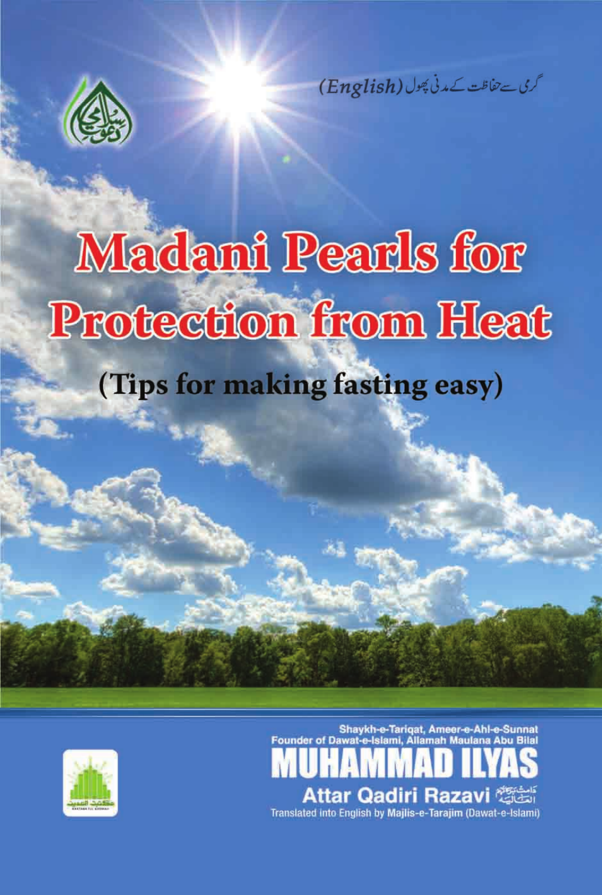گرمی سے حفاظت کے مدنی پھول (English)

# Madani Pearls for Protection from Heat

## (Tips for making fasting easy)

Shaykh-e-Tariqat, Ameer-e-Ahl-e-Sunnat
Founder of Dawat-e-Islami, Allamah Maulana Abu Bilal

**MUHAMMAD ILYAS**

**Attar Qadiri Razavi** دامت برکاتہم العالیہ

Translated into English by **Majlis-e-Tarajim** (Dawat-e-Islami)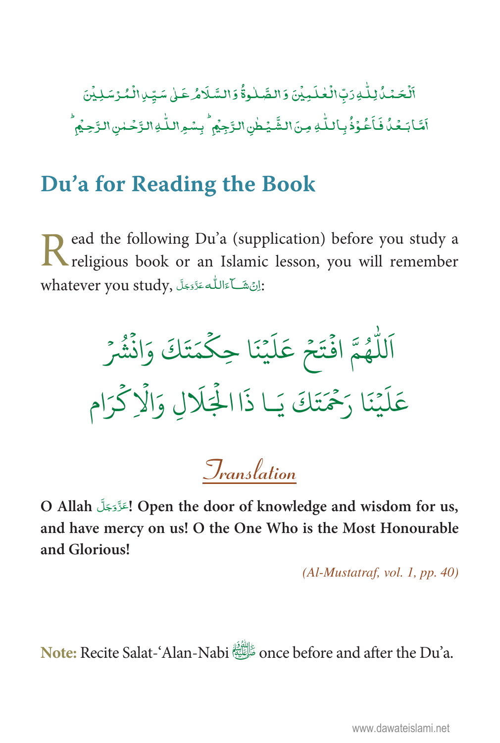اَلْحَمْدُ لِلّٰهِ رَبِّ الْعٰلَمِيْنَ وَ الصَّلٰوةُ وَ السَّلَامُ عَلٰى سَيِّدِ الْمُرْسَلِيْنَ
اَمَّا بَعْدُ فَاَعُوْذُ بِاللّٰهِ مِنَ الشَّيْطٰنِ الرَّجِيْمِ ؕ بِسْمِ اللّٰهِ الرَّحْمٰنِ الرَّحِيْمِ ؕ

## Du'a for Reading the Book

Read the following Du'a (supplication) before you study a religious book or an Islamic lesson, you will remember whatever you study, اِنْ شَآءَ اللّٰه عَزَّوَجَلَّ:

اَللّٰهُمَّ افْتَحْ عَلَيْنَا حِكْمَتَكَ وَانْشُرْ
عَلَيْنَا رَحْمَتَكَ يَا ذَا الْجَلَالِ وَالْاِكْرَام

### Translation

**O Allah عَزَّوَجَلَّ! Open the door of knowledge and wisdom for us, and have mercy on us! O the One Who is the Most Honourable and Glorious!**

*(Al-Mustatraf, vol. 1, pp. 40)*

**Note:** Recite Salat-'Alan-Nabi ﷺ once before and after the Du'a.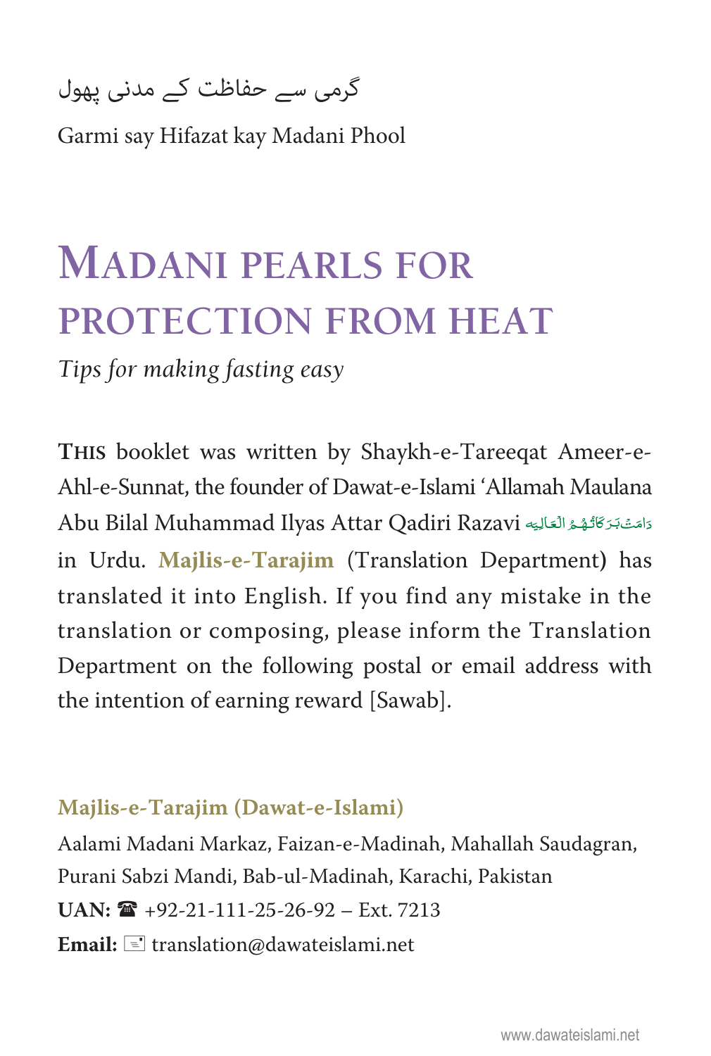گرمی سے حفاظت کے مدنی پھول

Garmi say Hifazat kay Madani Phool

# MADANI PEARLS FOR PROTECTION FROM HEAT

*Tips for making fasting easy*

**THIS** booklet was written by Shaykh-e-Tareeqat Ameer-e-Ahl-e-Sunnat, the founder of Dawat-e-Islami 'Allamah Maulana Abu Bilal Muhammad Ilyas Attar Qadiri Razavi دَامَتْ بَرَكَاتُهُمُ الْعَالِيَه in Urdu. **Majlis-e-Tarajim** (Translation Department) has translated it into English. If you find any mistake in the translation or composing, please inform the Translation Department on the following postal or email address with the intention of earning reward [Sawab].

**Majlis-e-Tarajim (Dawat-e-Islami)**

Aalami Madani Markaz, Faizan-e-Madinah, Mahallah Saudagran, Purani Sabzi Mandi, Bab-ul-Madinah, Karachi, Pakistan

**UAN:** ☎ +92-21-111-25-26-92 – Ext. 7213

**Email:** translation@dawateislami.net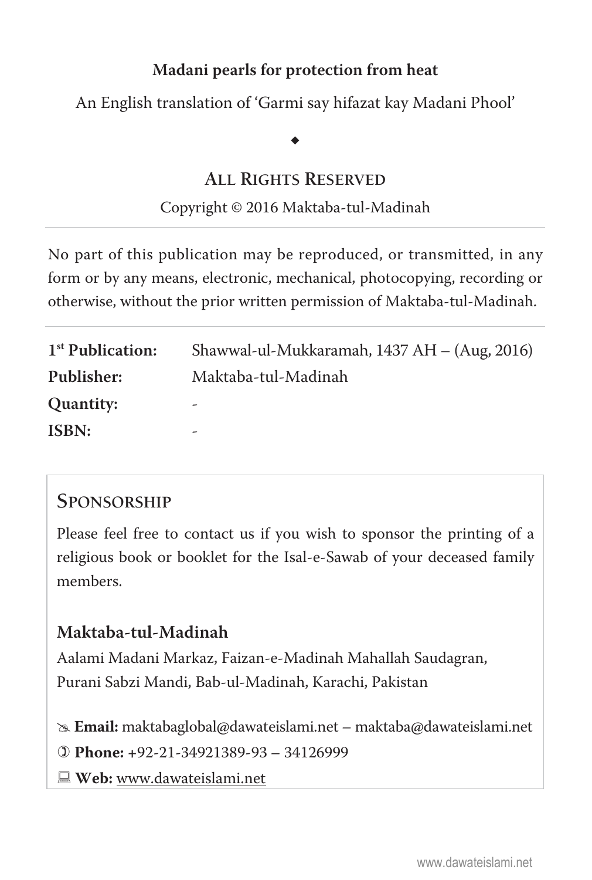**Madani pearls for protection from heat**

An English translation of 'Garmi say hifazat kay Madani Phool'

◆

## All Rights Reserved

Copyright © 2016 Maktaba-tul-Madinah

---

No part of this publication may be reproduced, or transmitted, in any form or by any means, electronic, mechanical, photocopying, recording or otherwise, without the prior written permission of Maktaba-tul-Madinah.

---

| | |
|---|---|
| **1st Publication:** | Shawwal-ul-Mukkaramah, 1437 AH – (Aug, 2016) |
| **Publisher:** | Maktaba-tul-Madinah |
| **Quantity:** | - |
| **ISBN:** | - |

## Sponsorship

Please feel free to contact us if you wish to sponsor the printing of a religious book or booklet for the Isal-e-Sawab of your deceased family members.

### Maktaba-tul-Madinah

Aalami Madani Markaz, Faizan-e-Madinah Mahallah Saudagran,
Purani Sabzi Mandi, Bab-ul-Madinah, Karachi, Pakistan

**Email:** maktabaglobal@dawateislami.net – maktaba@dawateislami.net

**Phone:** +92-21-34921389-93 – 34126999

**Web:** www.dawateislami.net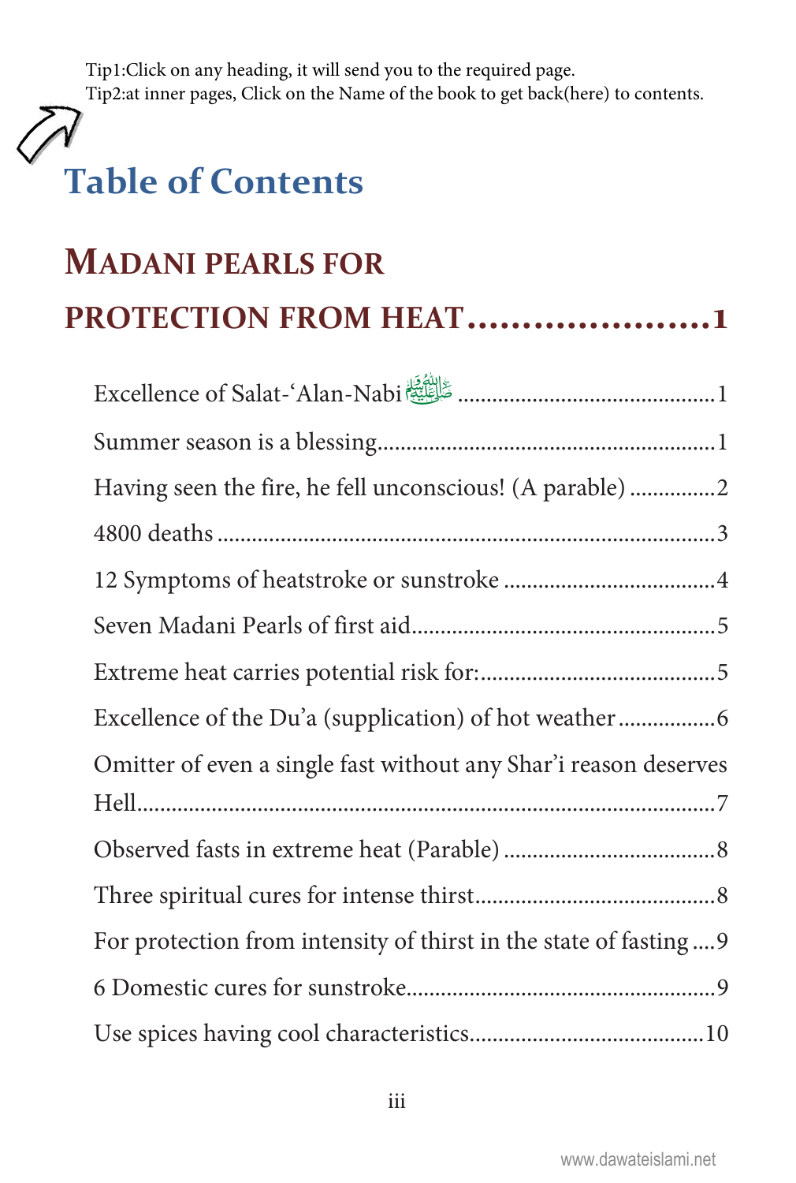Tip1:Click on any heading, it will send you to the required page.
Tip2:at inner pages, Click on the Name of the book to get back(here) to contents.

# Table of Contents

## MADANI PEARLS FOR PROTECTION FROM HEAT......................1

Excellence of Salat-'Alan-Nabi ﷺ ............................................1

Summer season is a blessing..........................................................1

Having seen the fire, he fell unconscious! (A parable) ...............2

4800 deaths .......................................................................................3

12 Symptoms of heatstroke or sunstroke ....................................4

Seven Madani Pearls of first aid.....................................................5

Extreme heat carries potential risk for:........................................5

Excellence of the Du'a (supplication) of hot weather .................6

Omitter of even a single fast without any Shar'i reason deserves Hell..........................................................................................7

Observed fasts in extreme heat (Parable) ....................................8

Three spiritual cures for intense thirst.........................................8

For protection from intensity of thirst in the state of fasting ....9

6 Domestic cures for sunstroke......................................................9

Use spices having cool characteristics........................................10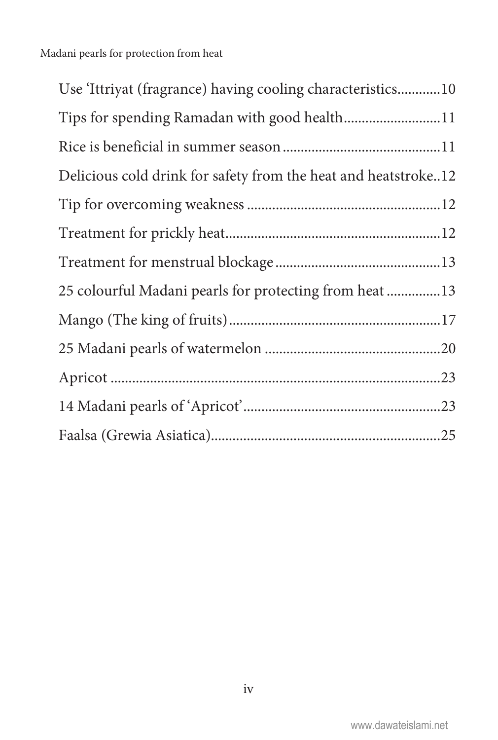Use 'Ittriyat (fragrance) having cooling characteristics............10

Tips for spending Ramadan with good health...........................11

Rice is beneficial in summer season...........................................11

Delicious cold drink for safety from the heat and heatstroke..12

Tip for overcoming weakness .....................................................12

Treatment for prickly heat............................................................12

Treatment for menstrual blockage..............................................13

25 colourful Madani pearls for protecting from heat ...............13

Mango (The king of fruits)...........................................................17

25 Madani pearls of watermelon .................................................20

Apricot ...........................................................................................23

14 Madani pearls of 'Apricot'.......................................................23

Faalsa (Grewia Asiatica)................................................................25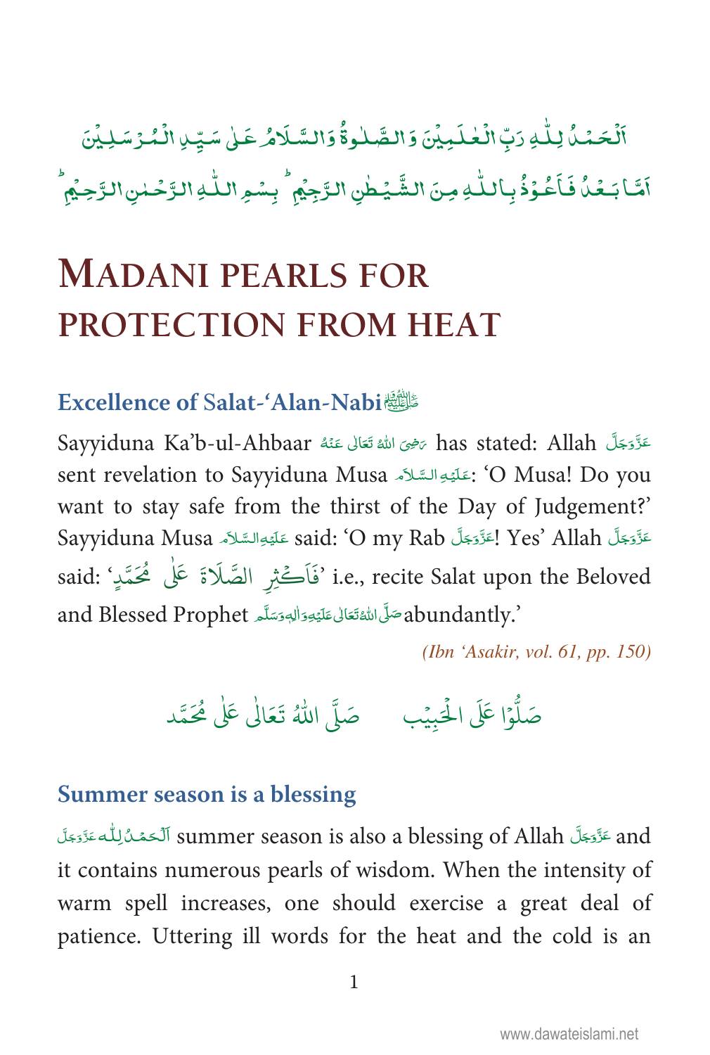اَلۡحَمۡدُ لِلّٰهِ رَبِّ الۡعٰلَمِيۡنَ وَ الصَّلٰوةُ وَالسَّلَامُ عَلٰى سَيِّدِ الۡمُرۡسَلِيۡنَ

اَمَّا بَعۡدُ فَاَعُوۡذُ بِاللّٰهِ مِنَ الشَّيۡطٰنِ الرَّجِيۡمِ ؕ بِسۡمِ اللّٰهِ الرَّحۡمٰنِ الرَّحِيۡمِ ؕ

# MADANI PEARLS FOR PROTECTION FROM HEAT

## Excellence of Salat-'Alan-Nabi ﷺ

Sayyiduna Ka'b-ul-Ahbaar رَضِىَ اللهُ تَعَالٰى عَنۡهُ has stated: Allah عَزَّوَجَلَّ sent revelation to Sayyiduna Musa عَلَيۡهِ السَّلَام: 'O Musa! Do you want to stay safe from the thirst of the Day of Judgement?' Sayyiduna Musa عَلَيۡهِ السَّلَام said: 'O my Rab عَزَّوَجَلَّ! Yes' Allah عَزَّوَجَلَّ said: 'فَاَكۡثِرِ الصَّلَاةَ عَلٰى مُحَمَّدٍ' i.e., recite Salat upon the Beloved and Blessed Prophet صَلَّى اللهُ تَعَالٰى عَلَيۡهِ وَاٰلِهٖ وَسَلَّم abundantly.'

*(Ibn 'Asakir, vol. 61, pp. 150)*

صَلُّوۡا عَلَى الۡحَبِيۡب صَلَّى اللّٰهُ تَعَالٰى عَلٰى مُحَمَّد

## Summer season is a blessing

اَلۡحَمۡدُ لِلّٰه عَزَّوَجَلَّ summer season is also a blessing of Allah عَزَّوَجَلَّ and it contains numerous pearls of wisdom. When the intensity of warm spell increases, one should exercise a great deal of patience. Uttering ill words for the heat and the cold is an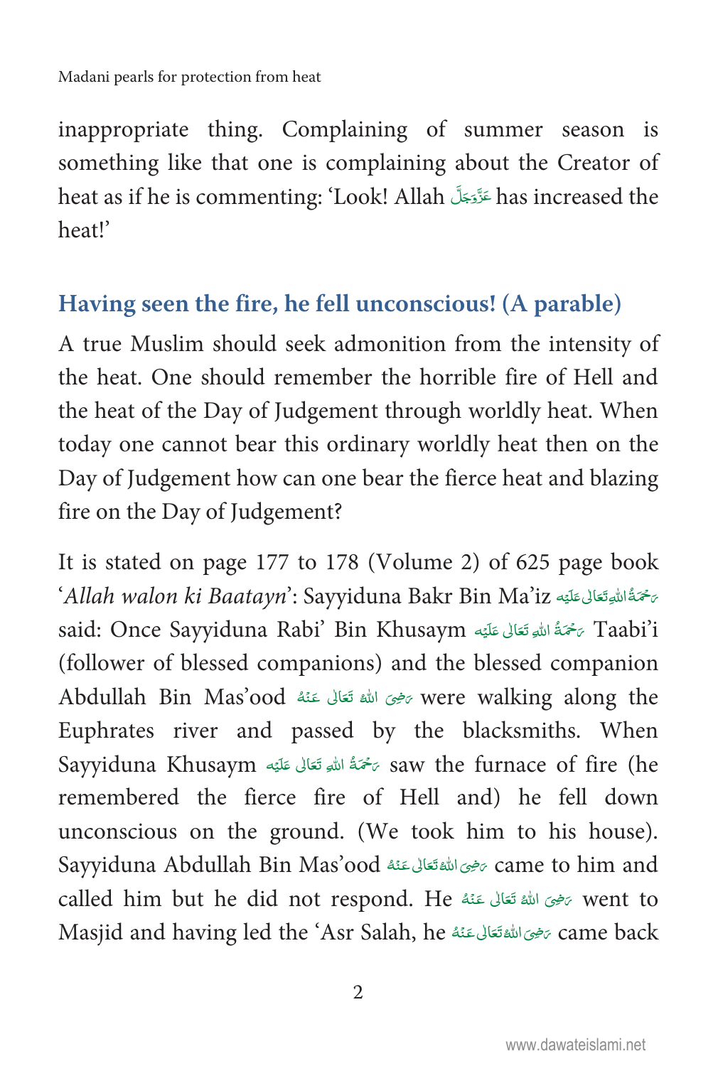inappropriate thing. Complaining of summer season is something like that one is complaining about the Creator of heat as if he is commenting: 'Look! Allah عَزَّوَجَلَّ has increased the heat!'

## Having seen the fire, he fell unconscious! (A parable)

A true Muslim should seek admonition from the intensity of the heat. One should remember the horrible fire of Hell and the heat of the Day of Judgement through worldly heat. When today one cannot bear this ordinary worldly heat then on the Day of Judgement how can one bear the fierce heat and blazing fire on the Day of Judgement?

It is stated on page 177 to 178 (Volume 2) of 625 page book '*Allah walon ki Baatayn*': Sayyiduna Bakr Bin Ma'iz رَحْمَةُ اللهِ تَعَالٰى عَلَيْه said: Once Sayyiduna Rabi' Bin Khusaym رَحْمَةُ اللهِ تَعَالٰى عَلَيْه Taabi'i (follower of blessed companions) and the blessed companion Abdullah Bin Mas'ood رَضِیَ اللهُ تَعَالٰی عَنْهُ were walking along the Euphrates river and passed by the blacksmiths. When Sayyiduna Khusaym رَحْمَةُ اللهِ تَعَالٰى عَلَيْه saw the furnace of fire (he remembered the fierce fire of Hell and) he fell down unconscious on the ground. (We took him to his house). Sayyiduna Abdullah Bin Mas'ood رَضِیَ اللهُ تَعَالٰی عَنْهُ came to him and called him but he did not respond. He رَضِیَ اللهُ تَعَالٰی عَنْهُ went to Masjid and having led the 'Asr Salah, he رَضِیَ اللهُ تَعَالٰی عَنْهُ came back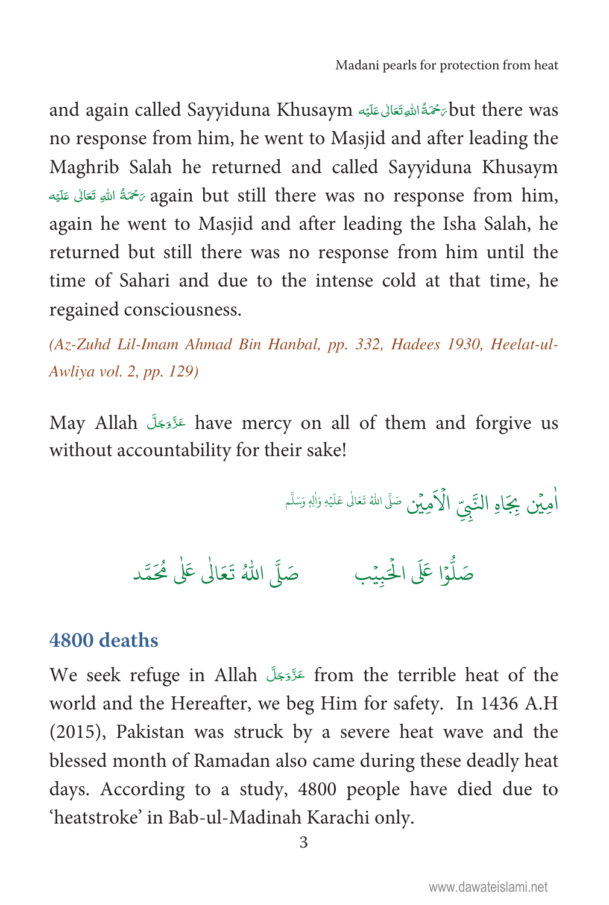and again called Sayyiduna Khusaym رَحْمَةُ اللهِ تَعَالٰی عَلَيْه but there was no response from him, he went to Masjid and after leading the Maghrib Salah he returned and called Sayyiduna Khusaym رَحْمَةُ اللهِ تَعَالٰی عَلَيْه again but still there was no response from him, again he went to Masjid and after leading the Isha Salah, he returned but still there was no response from him until the time of Sahari and due to the intense cold at that time, he regained consciousness.

*(Az-Zuhd Lil-Imam Ahmad Bin Hanbal, pp. 332, Hadees 1930, Heelat-ul-Awliya vol. 2, pp. 129)*

May Allah عَزَّوَجَلَّ have mercy on all of them and forgive us without accountability for their sake!

اٰمِيْن بِجَاهِ النَّبِيِّ الْاَمِيْن صَلَّى اللهُ تَعَالٰى عَلَيْهِ وَاٰلِهٖ وَسَلَّم

صَلُّوْا عَلَى الْحَبِيْب صَلَّى اللّٰهُ تَعَالٰى عَلٰى مُحَمَّد

## 4800 deaths

We seek refuge in Allah عَزَّوَجَلَّ from the terrible heat of the world and the Hereafter, we beg Him for safety. In 1436 A.H (2015), Pakistan was struck by a severe heat wave and the blessed month of Ramadan also came during these deadly heat days. According to a study, 4800 people have died due to 'heatstroke' in Bab-ul-Madinah Karachi only.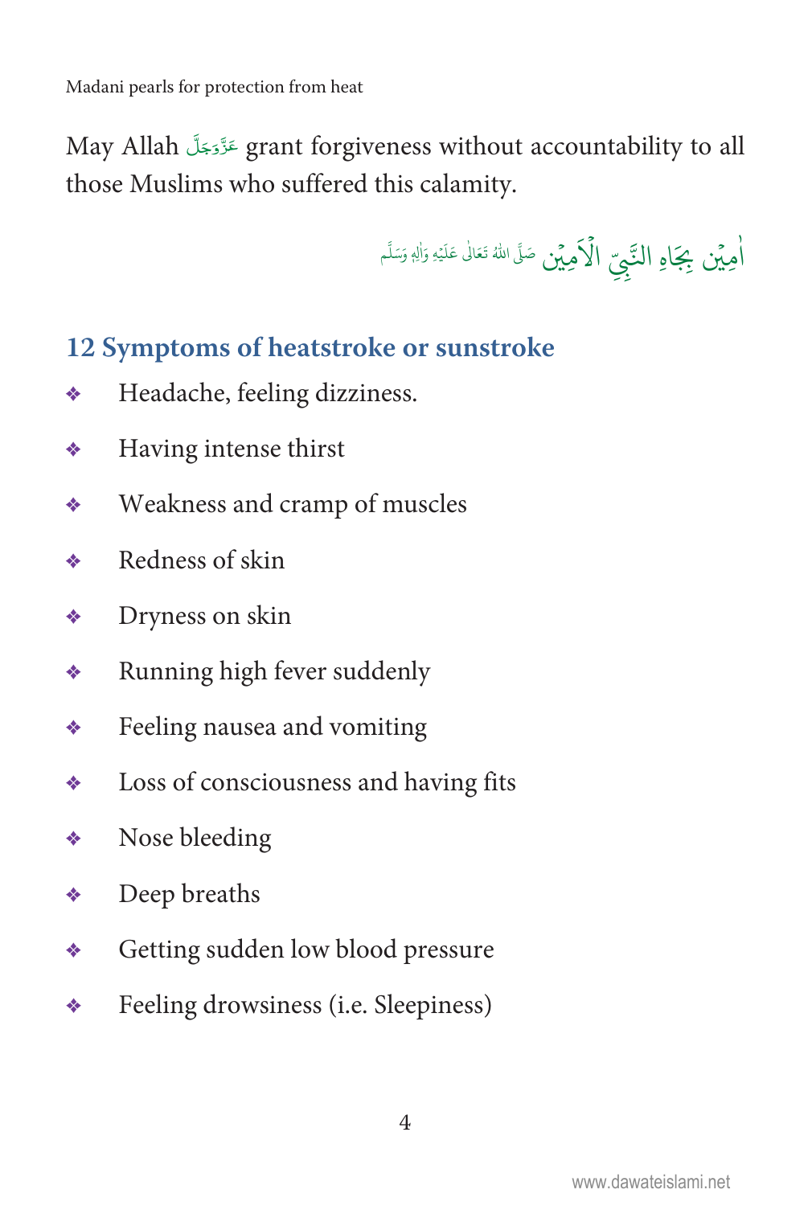May Allah عَزَّوَجَلَّ grant forgiveness without accountability to all those Muslims who suffered this calamity.

اٰمِيْن بِجَاهِ النَّبِيِّ الْاَمِيْن صَلَّى اللهُ تَعَالٰى عَلَيْهِ وَاٰلِهٖ وَسَلَّم

## 12 Symptoms of heatstroke or sunstroke

- Headache, feeling dizziness.
- Having intense thirst
- Weakness and cramp of muscles
- Redness of skin
- Dryness on skin
- Running high fever suddenly
- Feeling nausea and vomiting
- Loss of consciousness and having fits
- Nose bleeding
- Deep breaths
- Getting sudden low blood pressure
- Feeling drowsiness (i.e. Sleepiness)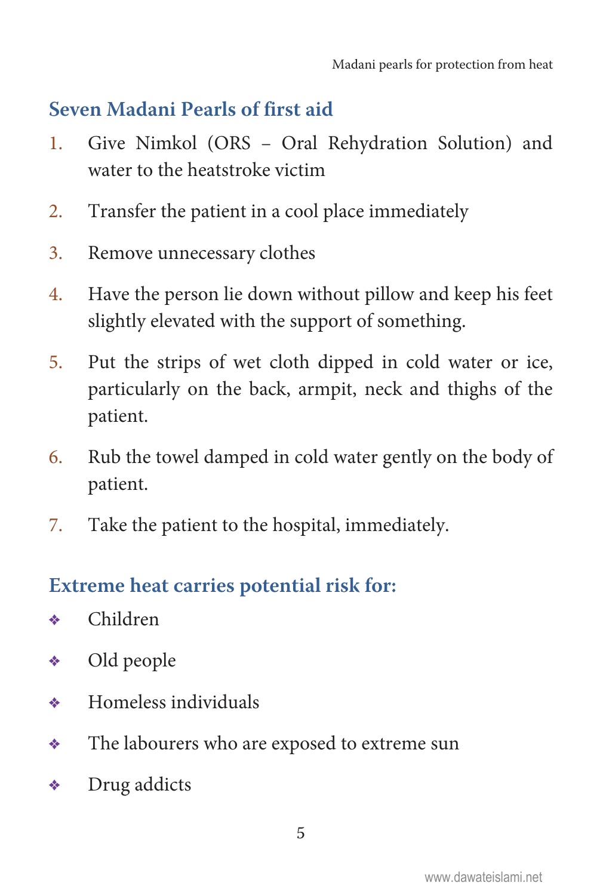## Seven Madani Pearls of first aid

1. Give Nimkol (ORS – Oral Rehydration Solution) and water to the heatstroke victim
2. Transfer the patient in a cool place immediately
3. Remove unnecessary clothes
4. Have the person lie down without pillow and keep his feet slightly elevated with the support of something.
5. Put the strips of wet cloth dipped in cold water or ice, particularly on the back, armpit, neck and thighs of the patient.
6. Rub the towel damped in cold water gently on the body of patient.
7. Take the patient to the hospital, immediately.

## Extreme heat carries potential risk for:

- Children
- Old people
- Homeless individuals
- The labourers who are exposed to extreme sun
- Drug addicts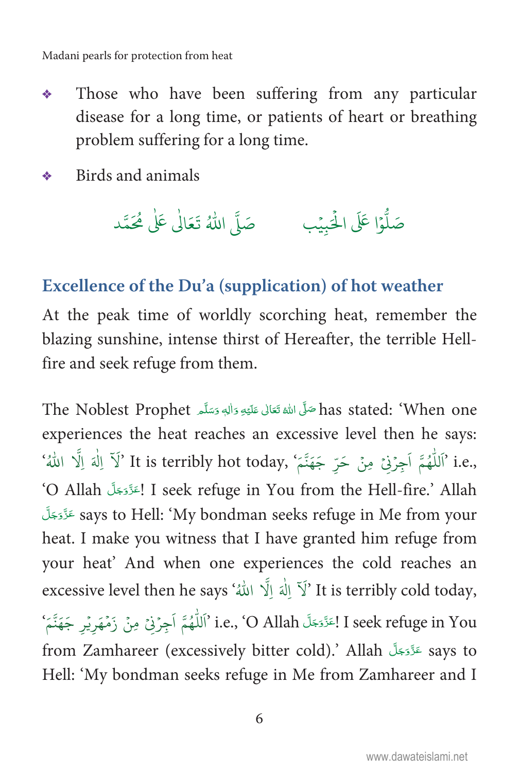- Those who have been suffering from any particular disease for a long time, or patients of heart or breathing problem suffering for a long time.
- Birds and animals

صَلُّوْا عَلَى الْحَبِيْب      صَلَّى اللّٰهُ تَعَالٰى عَلٰى مُحَمَّد

## Excellence of the Du'a (supplication) of hot weather

At the peak time of worldly scorching heat, remember the blazing sunshine, intense thirst of Hereafter, the terrible Hell-fire and seek refuge from them.

The Noblest Prophet صَلَّى اللّٰهُ تَعَالٰى عَلَيْهِ وَاٰلِهٖ وَسَلَّم has stated: 'When one experiences the heat reaches an excessive level then he says: 'لَآ اِلٰهَ اِلَّا اللّٰهُ' It is terribly hot today, 'اَللّٰهُمَّ اَجِرْنِىْ مِنْ حَرِّ جَهَنَّمَ' i.e., 'O Allah عَزَّوَجَلَّ! I seek refuge in You from the Hell-fire.' Allah عَزَّوَجَلَّ says to Hell: 'My bondman seeks refuge in Me from your heat. I make you witness that I have granted him refuge from your heat' And when one experiences the cold reaches an excessive level then he says 'لَآ اِلٰهَ اِلَّا اللّٰهُ' It is terribly cold today, 'اَللّٰهُمَّ اَجِرْنِىْ مِنْ زَمْهَرِيْرِ جَهَنَّمَ' i.e., 'O Allah عَزَّوَجَلَّ! I seek refuge in You from Zamhareer (excessively bitter cold).' Allah عَزَّوَجَلَّ says to Hell: 'My bondman seeks refuge in Me from Zamhareer and I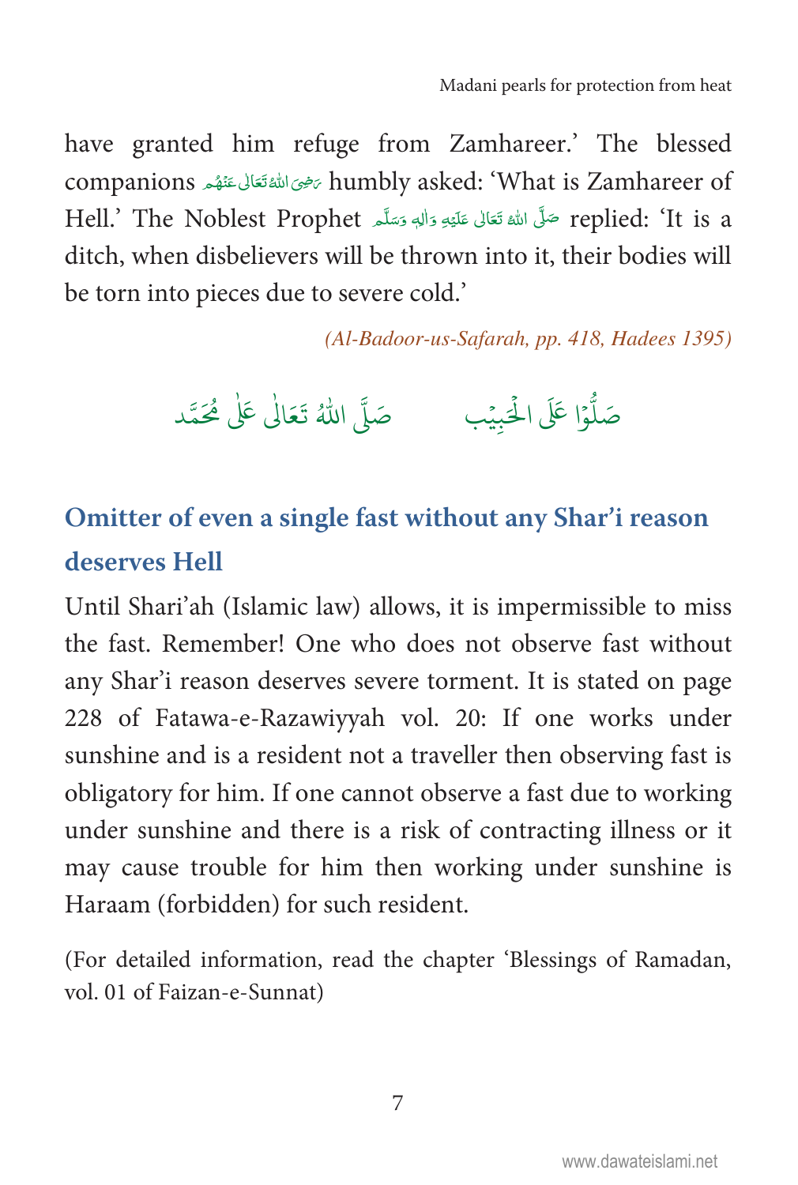have granted him refuge from Zamhareer.' The blessed companions رَضِیَ اللّٰہُ تَعَالٰی عَنۡهُم humbly asked: 'What is Zamhareer of Hell.' The Noblest Prophet صَلَّی اللّٰہُ تَعَالٰی عَلَیۡهِ وَاٰلِهٖ وَسَلَّم replied: 'It is a ditch, when disbelievers will be thrown into it, their bodies will be torn into pieces due to severe cold.'

*(Al-Badoor-us-Safarah, pp. 418, Hadees 1395)*

صَلُّوۡا عَلَی الۡحَبِیۡب صَلَّی اللّٰہُ تَعَالٰی عَلٰی مُحَمَّد

## Omitter of even a single fast without any Shar'i reason deserves Hell

Until Shari'ah (Islamic law) allows, it is impermissible to miss the fast. Remember! One who does not observe fast without any Shar'i reason deserves severe torment. It is stated on page 228 of Fatawa-e-Razawiyyah vol. 20: If one works under sunshine and is a resident not a traveller then observing fast is obligatory for him. If one cannot observe a fast due to working under sunshine and there is a risk of contracting illness or it may cause trouble for him then working under sunshine is Haraam (forbidden) for such resident.

(For detailed information, read the chapter 'Blessings of Ramadan, vol. 01 of Faizan-e-Sunnat)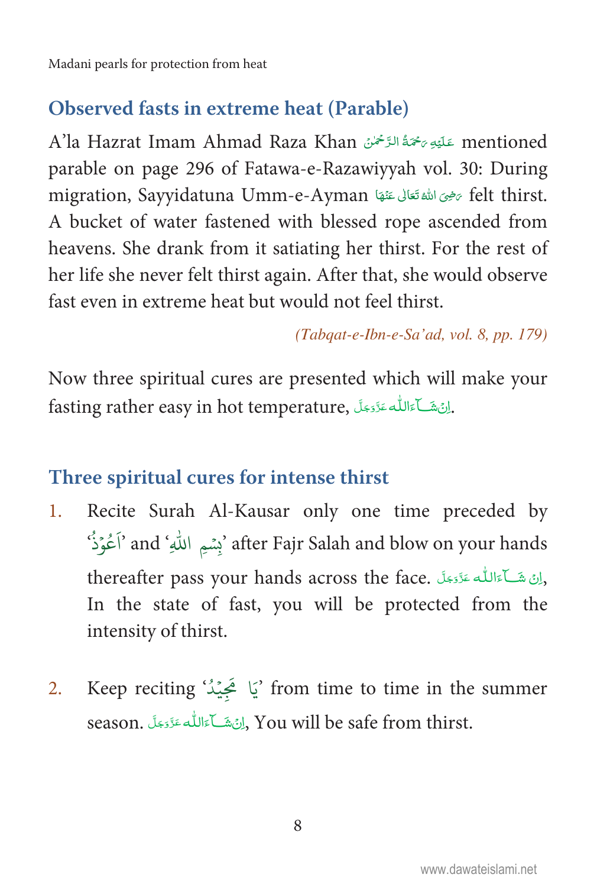## Observed fasts in extreme heat (Parable)

A'la Hazrat Imam Ahmad Raza Khan عَلَيْهِ رَحْمَةُ الرَّحْمٰن mentioned parable on page 296 of Fatawa-e-Razawiyyah vol. 30: During migration, Sayyidatuna Umm-e-Ayman رَضِىَ اللهُ تَعَالٰى عَنْهَا felt thirst. A bucket of water fastened with blessed rope ascended from heavens. She drank from it satiating her thirst. For the rest of her life she never felt thirst again. After that, she would observe fast even in extreme heat but would not feel thirst.

*(Tabqat-e-Ibn-e-Sa'ad, vol. 8, pp. 179)*

Now three spiritual cures are presented which will make your fasting rather easy in hot temperature, اِنْ شَآءَاللّٰه عَزَّوَجَلَّ.

## Three spiritual cures for intense thirst

1. Recite Surah Al-Kausar only one time preceded by 'اَعُوْذُ' and 'بِسْمِ اللّٰهِ' after Fajr Salah and blow on your hands thereafter pass your hands across the face. اِنْ شَآءَاللّٰه عَزَّوَجَلَّ, In the state of fast, you will be protected from the intensity of thirst.

2. Keep reciting 'يَا مَجِيْدُ' from time to time in the summer season. اِنْ شَآءَاللّٰه عَزَّوَجَلَّ, You will be safe from thirst.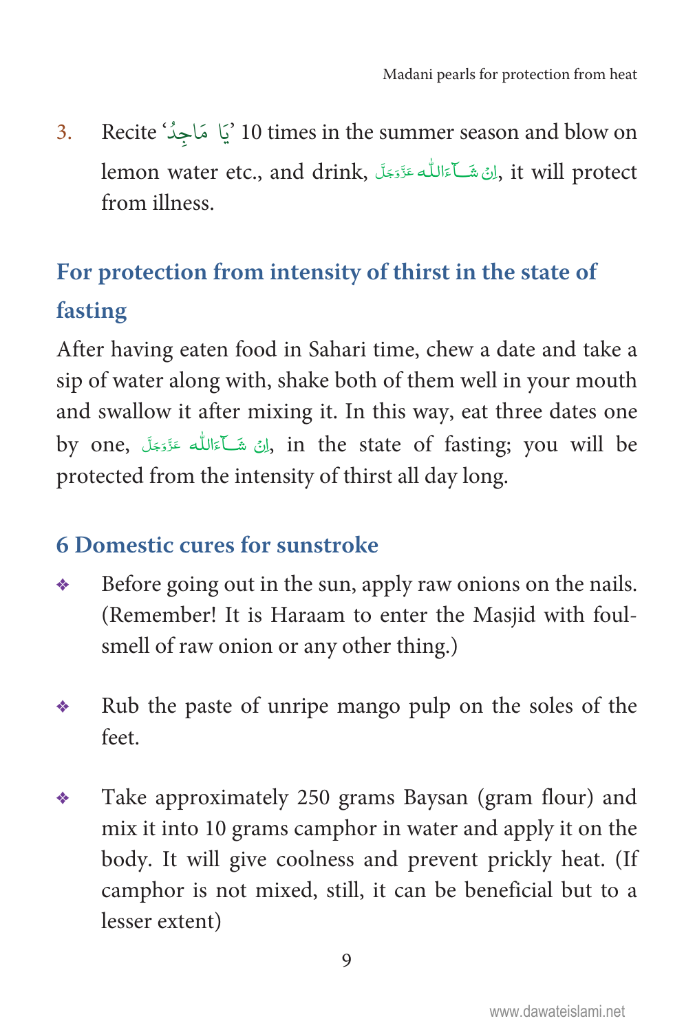3. Recite 'يَا مَاجِدُ' 10 times in the summer season and blow on lemon water etc., and drink, اِنْ شَآءَاللّٰه عَزَّوَجَلَّ, it will protect from illness.

## For protection from intensity of thirst in the state of fasting

After having eaten food in Sahari time, chew a date and take a sip of water along with, shake both of them well in your mouth and swallow it after mixing it. In this way, eat three dates one by one, اِنْ شَآءَاللّٰه عَزَّوَجَلَّ, in the state of fasting; you will be protected from the intensity of thirst all day long.

## 6 Domestic cures for sunstroke

- Before going out in the sun, apply raw onions on the nails. (Remember! It is Haraam to enter the Masjid with foul-smell of raw onion or any other thing.)

- Rub the paste of unripe mango pulp on the soles of the feet.

- Take approximately 250 grams Baysan (gram flour) and mix it into 10 grams camphor in water and apply it on the body. It will give coolness and prevent prickly heat. (If camphor is not mixed, still, it can be beneficial but to a lesser extent)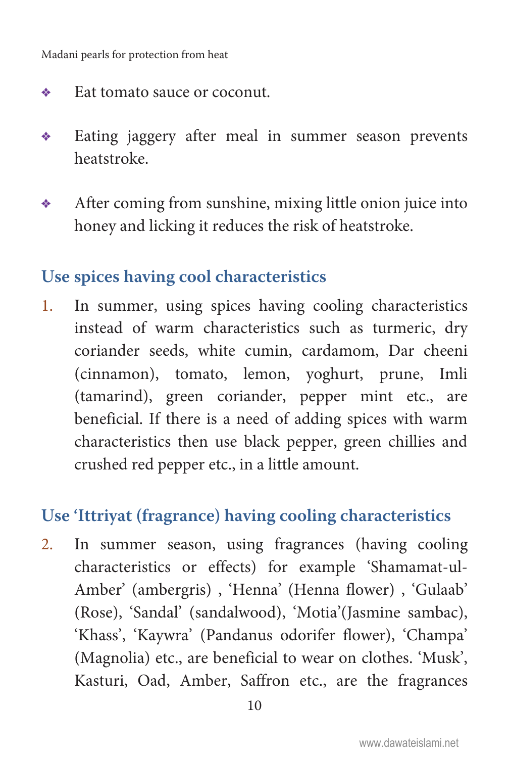- Eat tomato sauce or coconut.
- Eating jaggery after meal in summer season prevents heatstroke.
- After coming from sunshine, mixing little onion juice into honey and licking it reduces the risk of heatstroke.

## Use spices having cool characteristics

1. In summer, using spices having cooling characteristics instead of warm characteristics such as turmeric, dry coriander seeds, white cumin, cardamom, Dar cheeni (cinnamon), tomato, lemon, yoghurt, prune, Imli (tamarind), green coriander, pepper mint etc., are beneficial. If there is a need of adding spices with warm characteristics then use black pepper, green chillies and crushed red pepper etc., in a little amount.

## Use 'Ittriyat (fragrance) having cooling characteristics

2. In summer season, using fragrances (having cooling characteristics or effects) for example 'Shamamat-ul-Amber' (ambergris) , 'Henna' (Henna flower) , 'Gulaab' (Rose), 'Sandal' (sandalwood), 'Motia'(Jasmine sambac), 'Khass', 'Kaywra' (Pandanus odorifer flower), 'Champa' (Magnolia) etc., are beneficial to wear on clothes. 'Musk', Kasturi, Oad, Amber, Saffron etc., are the fragrances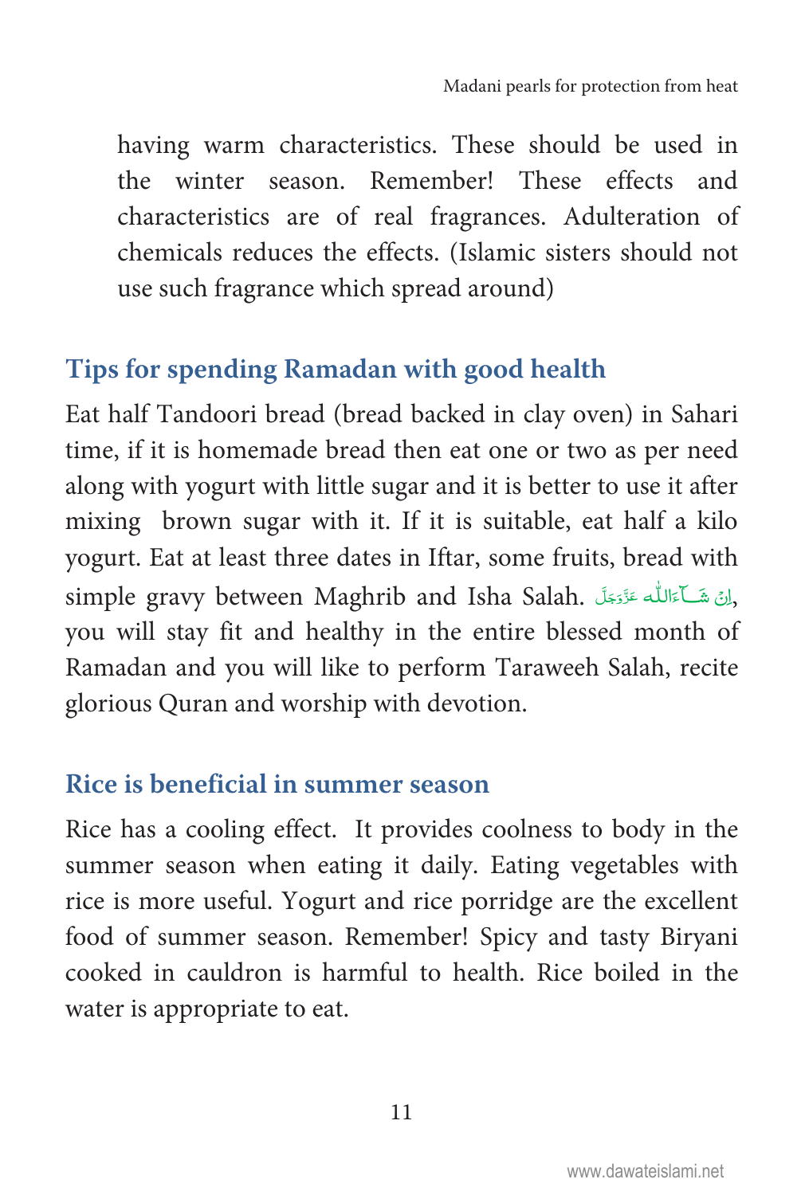having warm characteristics. These should be used in the winter season. Remember! These effects and characteristics are of real fragrances. Adulteration of chemicals reduces the effects. (Islamic sisters should not use such fragrance which spread around)

## Tips for spending Ramadan with good health

Eat half Tandoori bread (bread backed in clay oven) in Sahari time, if it is homemade bread then eat one or two as per need along with yogurt with little sugar and it is better to use it after mixing brown sugar with it. If it is suitable, eat half a kilo yogurt. Eat at least three dates in Iftar, some fruits, bread with simple gravy between Maghrib and Isha Salah. اِنْ شَآءَاللّٰه عَزَّوَجَلَّ, you will stay fit and healthy in the entire blessed month of Ramadan and you will like to perform Taraweeh Salah, recite glorious Quran and worship with devotion.

## Rice is beneficial in summer season

Rice has a cooling effect. It provides coolness to body in the summer season when eating it daily. Eating vegetables with rice is more useful. Yogurt and rice porridge are the excellent food of summer season. Remember! Spicy and tasty Biryani cooked in cauldron is harmful to health. Rice boiled in the water is appropriate to eat.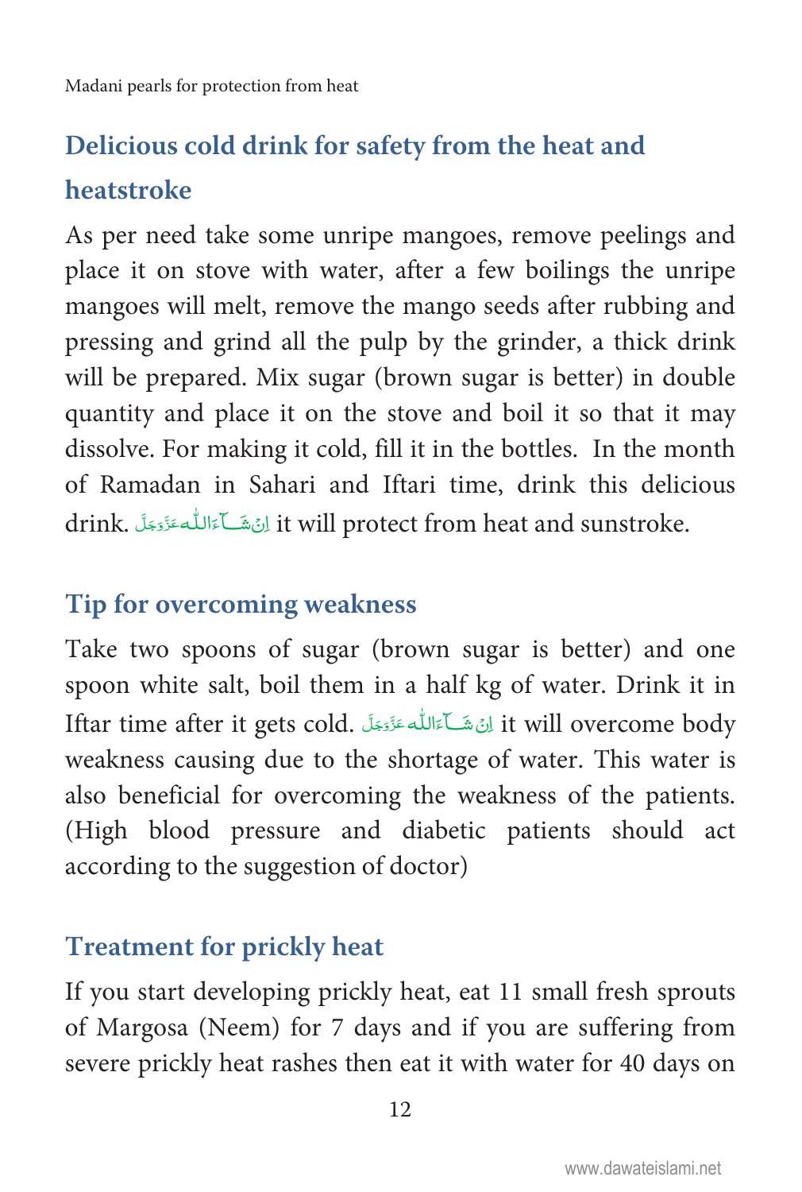## Delicious cold drink for safety from the heat and heatstroke

As per need take some unripe mangoes, remove peelings and place it on stove with water, after a few boilings the unripe mangoes will melt, remove the mango seeds after rubbing and pressing and grind all the pulp by the grinder, a thick drink will be prepared. Mix sugar (brown sugar is better) in double quantity and place it on the stove and boil it so that it may dissolve. For making it cold, fill it in the bottles. In the month of Ramadan in Sahari and Iftari time, drink this delicious drink. اِنْ شَآءَاللّٰہ عَزَّوَجَلَّ it will protect from heat and sunstroke.

## Tip for overcoming weakness

Take two spoons of sugar (brown sugar is better) and one spoon white salt, boil them in a half kg of water. Drink it in Iftar time after it gets cold. اِنْ شَآءَاللّٰہ عَزَّوَجَلَّ it will overcome body weakness causing due to the shortage of water. This water is also beneficial for overcoming the weakness of the patients. (High blood pressure and diabetic patients should act according to the suggestion of doctor)

## Treatment for prickly heat

If you start developing prickly heat, eat 11 small fresh sprouts of Margosa (Neem) for 7 days and if you are suffering from severe prickly heat rashes then eat it with water for 40 days on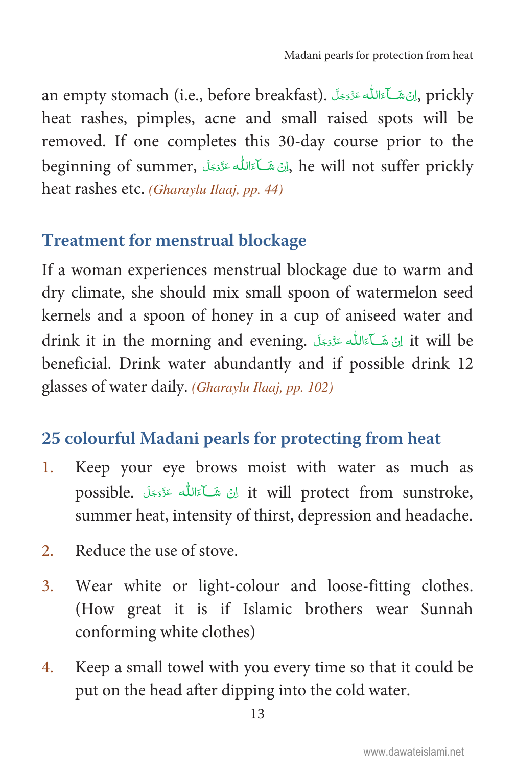an empty stomach (i.e., before breakfast). اِنْ شَآءَاللّٰه عَزَّوَجَلَّ, prickly heat rashes, pimples, acne and small raised spots will be removed. If one completes this 30-day course prior to the beginning of summer, اِنْ شَآءَاللّٰه عَزَّوَجَلَّ, he will not suffer prickly heat rashes etc. *(Gharaylu Ilaaj, pp. 44)*

## Treatment for menstrual blockage

If a woman experiences menstrual blockage due to warm and dry climate, she should mix small spoon of watermelon seed kernels and a spoon of honey in a cup of aniseed water and drink it in the morning and evening. اِنْ شَآءَاللّٰه عَزَّوَجَلَّ it will be beneficial. Drink water abundantly and if possible drink 12 glasses of water daily. *(Gharaylu Ilaaj, pp. 102)*

## 25 colourful Madani pearls for protecting from heat

1. Keep your eye brows moist with water as much as possible. اِنْ شَآءَاللّٰه عَزَّوَجَلَّ it will protect from sunstroke, summer heat, intensity of thirst, depression and headache.
2. Reduce the use of stove.
3. Wear white or light-colour and loose-fitting clothes. (How great it is if Islamic brothers wear Sunnah conforming white clothes)
4. Keep a small towel with you every time so that it could be put on the head after dipping into the cold water.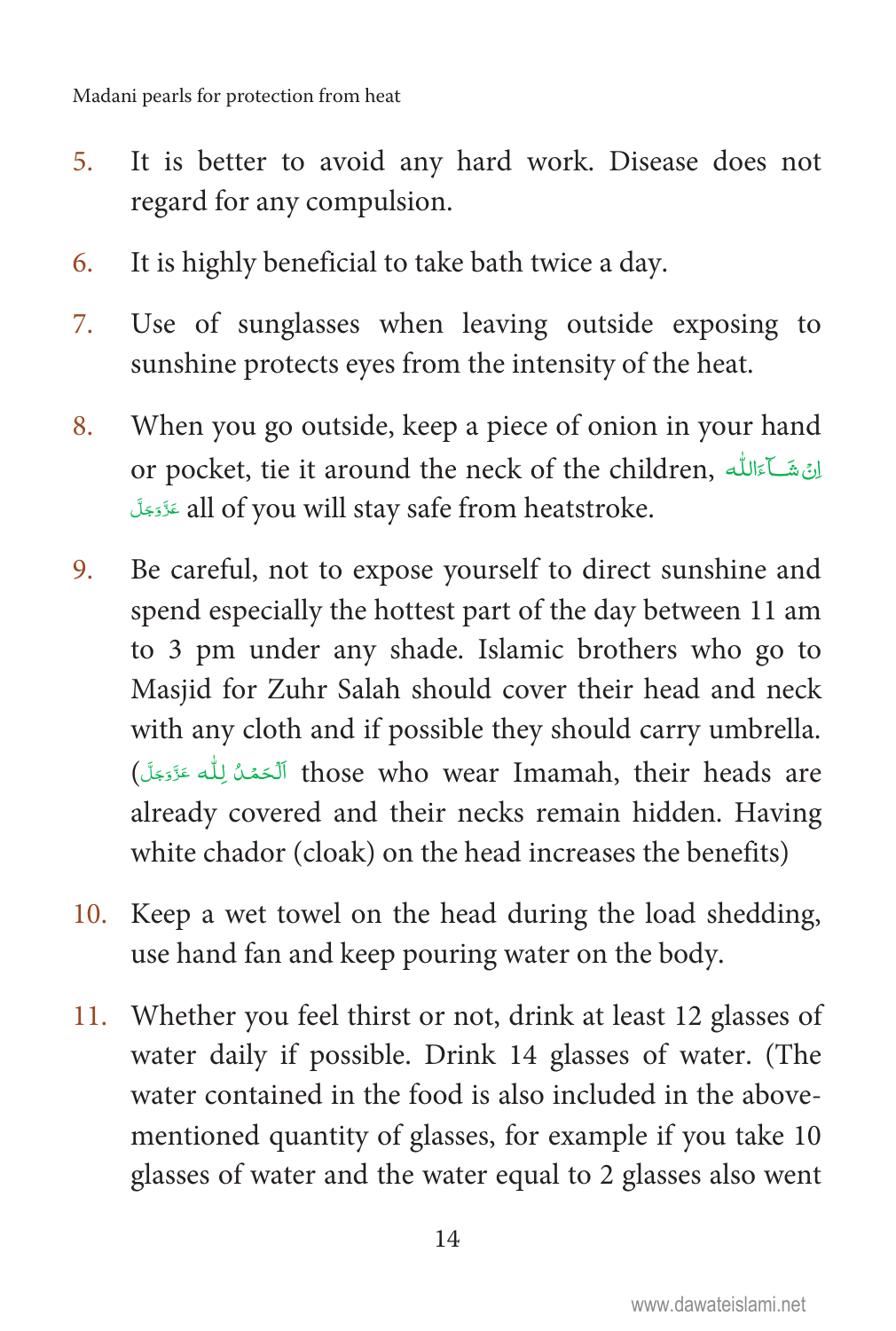5. It is better to avoid any hard work. Disease does not regard for any compulsion.

6. It is highly beneficial to take bath twice a day.

7. Use of sunglasses when leaving outside exposing to sunshine protects eyes from the intensity of the heat.

8. When you go outside, keep a piece of onion in your hand or pocket, tie it around the neck of the children, اِنْ شَآءَاللّٰه عَزَّوَجَلَّ all of you will stay safe from heatstroke.

9. Be careful, not to expose yourself to direct sunshine and spend especially the hottest part of the day between 11 am to 3 pm under any shade. Islamic brothers who go to Masjid for Zuhr Salah should cover their head and neck with any cloth and if possible they should carry umbrella. (اَلْحَمْدُ لِلّٰه عَزَّوَجَلَّ those who wear Imamah, their heads are already covered and their necks remain hidden. Having white chador (cloak) on the head increases the benefits)

10. Keep a wet towel on the head during the load shedding, use hand fan and keep pouring water on the body.

11. Whether you feel thirst or not, drink at least 12 glasses of water daily if possible. Drink 14 glasses of water. (The water contained in the food is also included in the above-mentioned quantity of glasses, for example if you take 10 glasses of water and the water equal to 2 glasses also went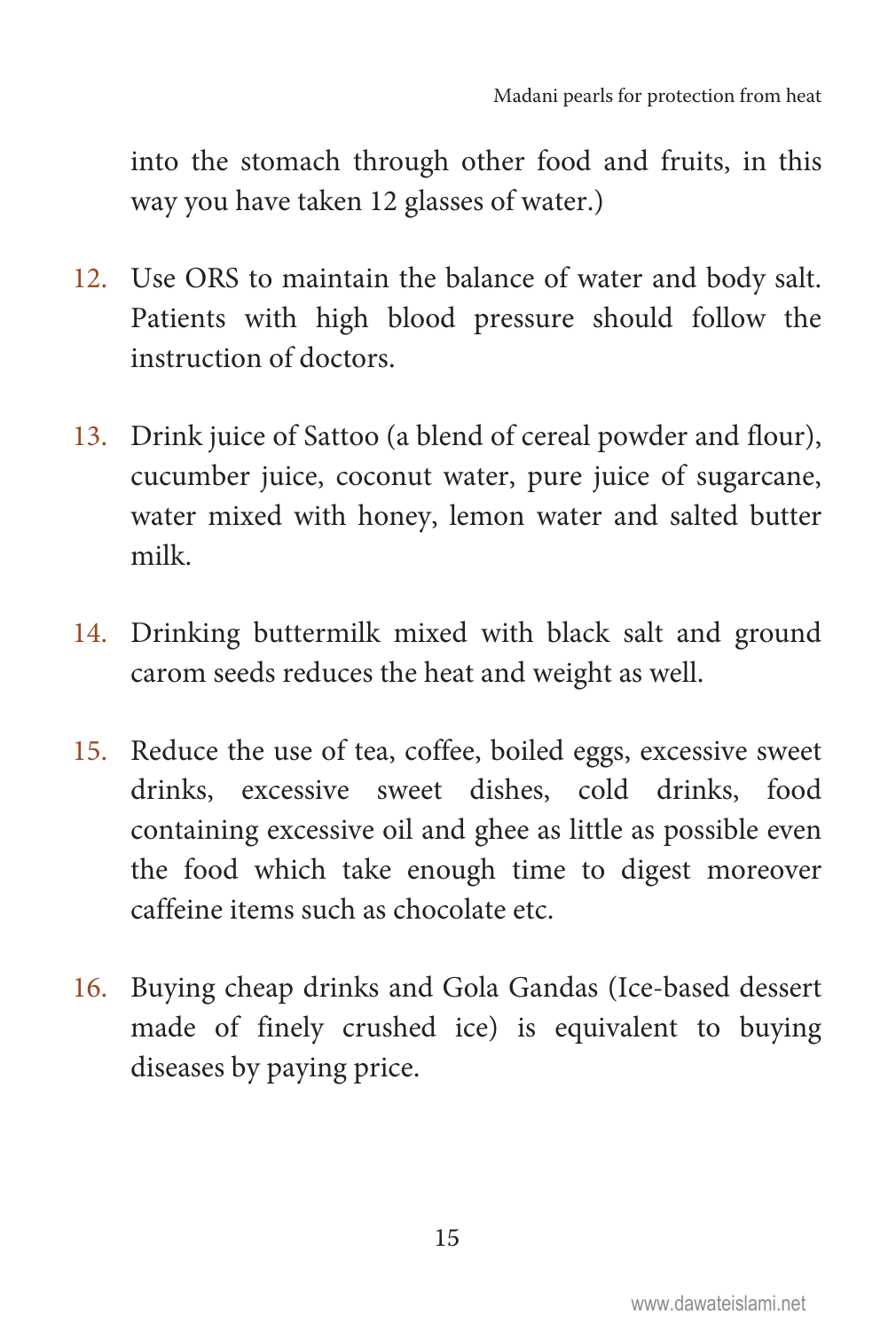into the stomach through other food and fruits, in this way you have taken 12 glasses of water.)

12. Use ORS to maintain the balance of water and body salt. Patients with high blood pressure should follow the instruction of doctors.

13. Drink juice of Sattoo (a blend of cereal powder and flour), cucumber juice, coconut water, pure juice of sugarcane, water mixed with honey, lemon water and salted butter milk.

14. Drinking buttermilk mixed with black salt and ground carom seeds reduces the heat and weight as well.

15. Reduce the use of tea, coffee, boiled eggs, excessive sweet drinks, excessive sweet dishes, cold drinks, food containing excessive oil and ghee as little as possible even the food which take enough time to digest moreover caffeine items such as chocolate etc.

16. Buying cheap drinks and Gola Gandas (Ice-based dessert made of finely crushed ice) is equivalent to buying diseases by paying price.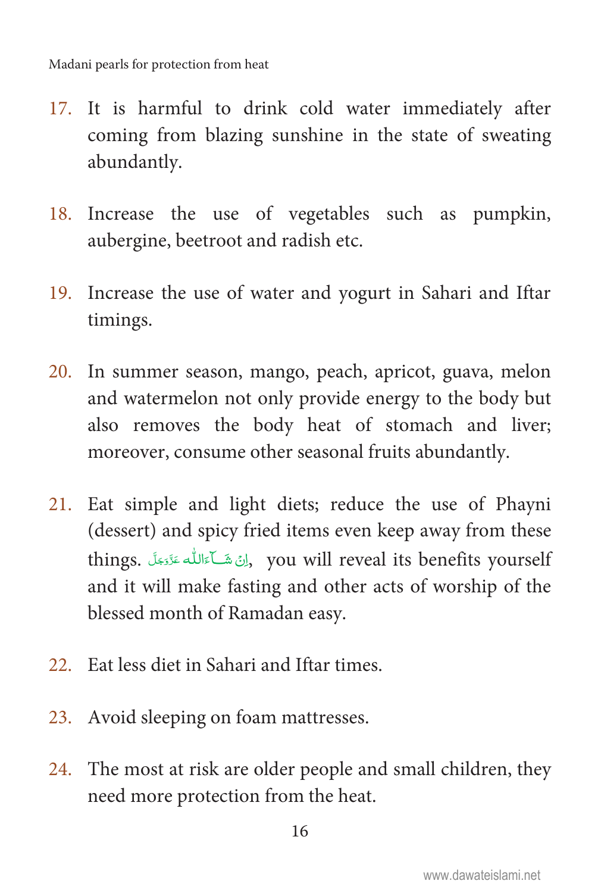17. It is harmful to drink cold water immediately after coming from blazing sunshine in the state of sweating abundantly.

18. Increase the use of vegetables such as pumpkin, aubergine, beetroot and radish etc.

19. Increase the use of water and yogurt in Sahari and Iftar timings.

20. In summer season, mango, peach, apricot, guava, melon and watermelon not only provide energy to the body but also removes the body heat of stomach and liver; moreover, consume other seasonal fruits abundantly.

21. Eat simple and light diets; reduce the use of Phayni (dessert) and spicy fried items even keep away from these things. اِنْ شَآءَاللّٰہ عَزَّوَجَلَّ, you will reveal its benefits yourself and it will make fasting and other acts of worship of the blessed month of Ramadan easy.

22. Eat less diet in Sahari and Iftar times.

23. Avoid sleeping on foam mattresses.

24. The most at risk are older people and small children, they need more protection from the heat.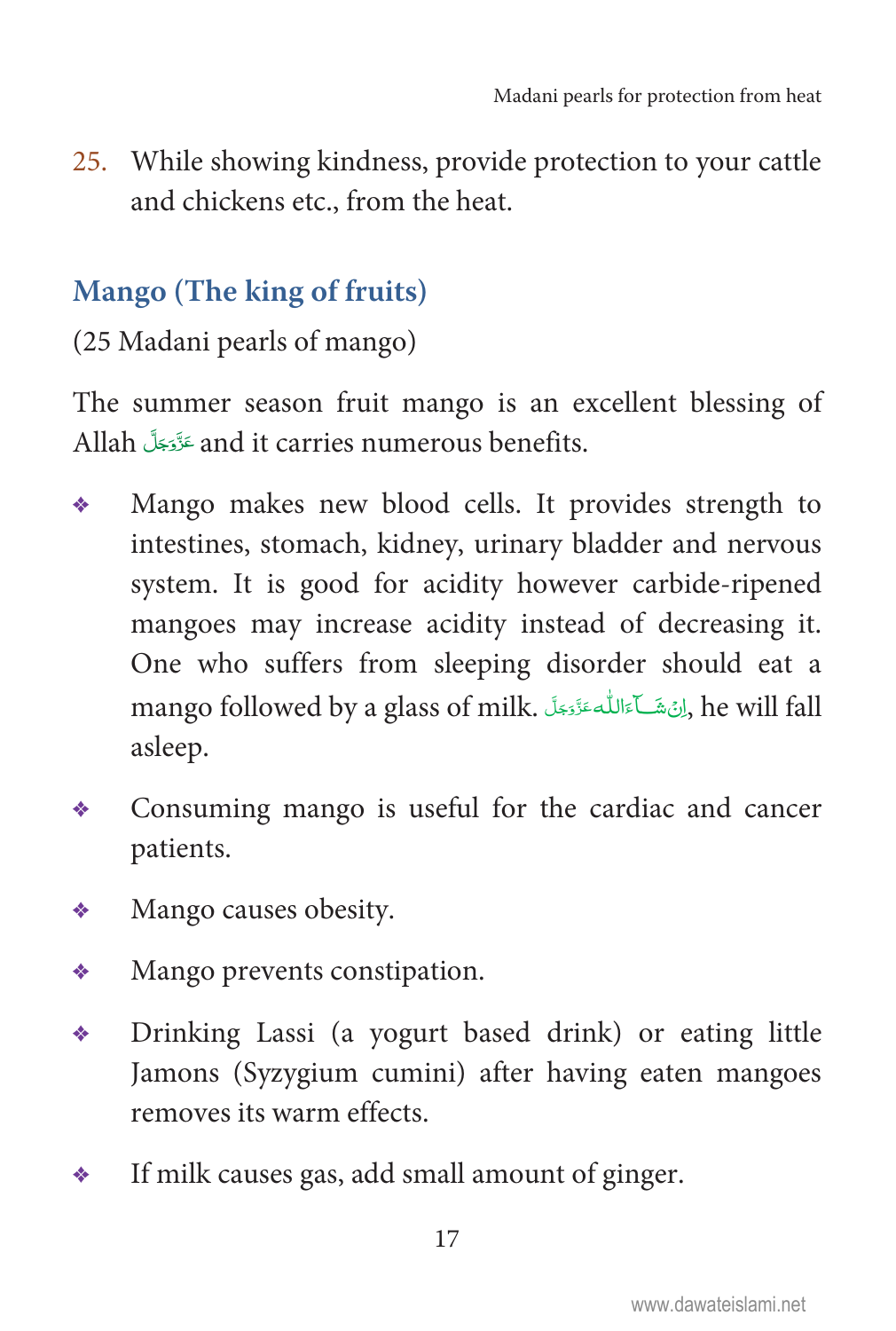25. While showing kindness, provide protection to your cattle and chickens etc., from the heat.

## Mango (The king of fruits)

(25 Madani pearls of mango)

The summer season fruit mango is an excellent blessing of Allah عَزَّوَجَلَّ and it carries numerous benefits.

- Mango makes new blood cells. It provides strength to intestines, stomach, kidney, urinary bladder and nervous system. It is good for acidity however carbide-ripened mangoes may increase acidity instead of decreasing it. One who suffers from sleeping disorder should eat a mango followed by a glass of milk. اِنْ شَآءَالله عَزَّوَجَلَّ, he will fall asleep.
- Consuming mango is useful for the cardiac and cancer patients.
- Mango causes obesity.
- Mango prevents constipation.
- Drinking Lassi (a yogurt based drink) or eating little Jamons (Syzygium cumini) after having eaten mangoes removes its warm effects.
- If milk causes gas, add small amount of ginger.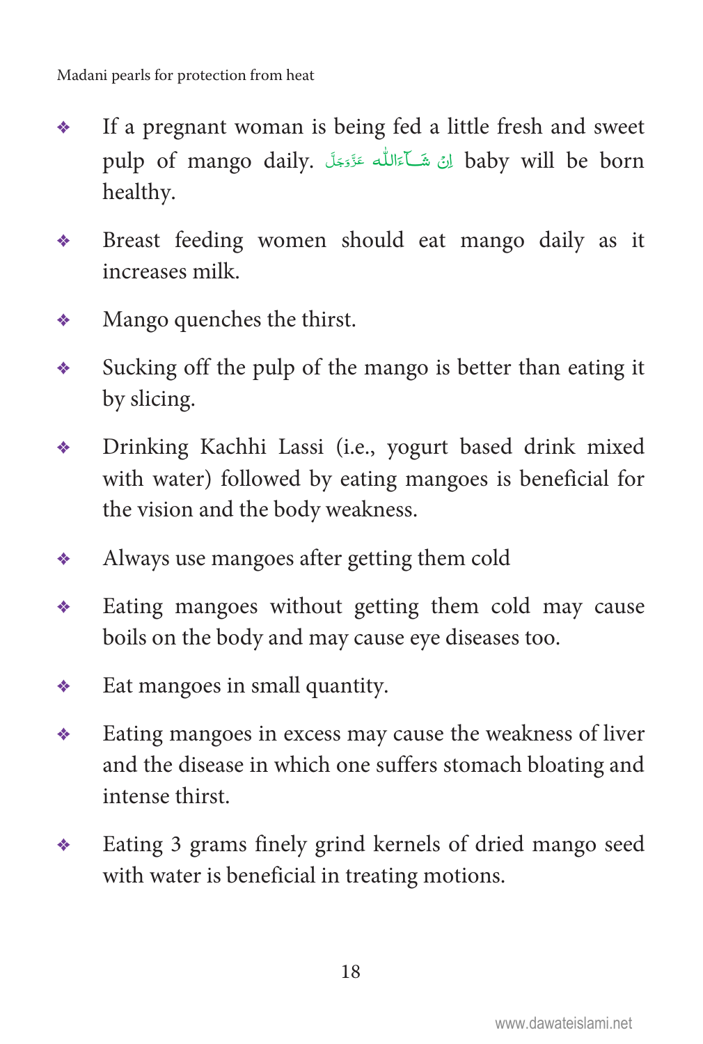- If a pregnant woman is being fed a little fresh and sweet pulp of mango daily. اِنْ شَآءَاللّٰه عَزَّوَجَلَّ baby will be born healthy.
- Breast feeding women should eat mango daily as it increases milk.
- Mango quenches the thirst.
- Sucking off the pulp of the mango is better than eating it by slicing.
- Drinking Kachhi Lassi (i.e., yogurt based drink mixed with water) followed by eating mangoes is beneficial for the vision and the body weakness.
- Always use mangoes after getting them cold
- Eating mangoes without getting them cold may cause boils on the body and may cause eye diseases too.
- Eat mangoes in small quantity.
- Eating mangoes in excess may cause the weakness of liver and the disease in which one suffers stomach bloating and intense thirst.
- Eating 3 grams finely grind kernels of dried mango seed with water is beneficial in treating motions.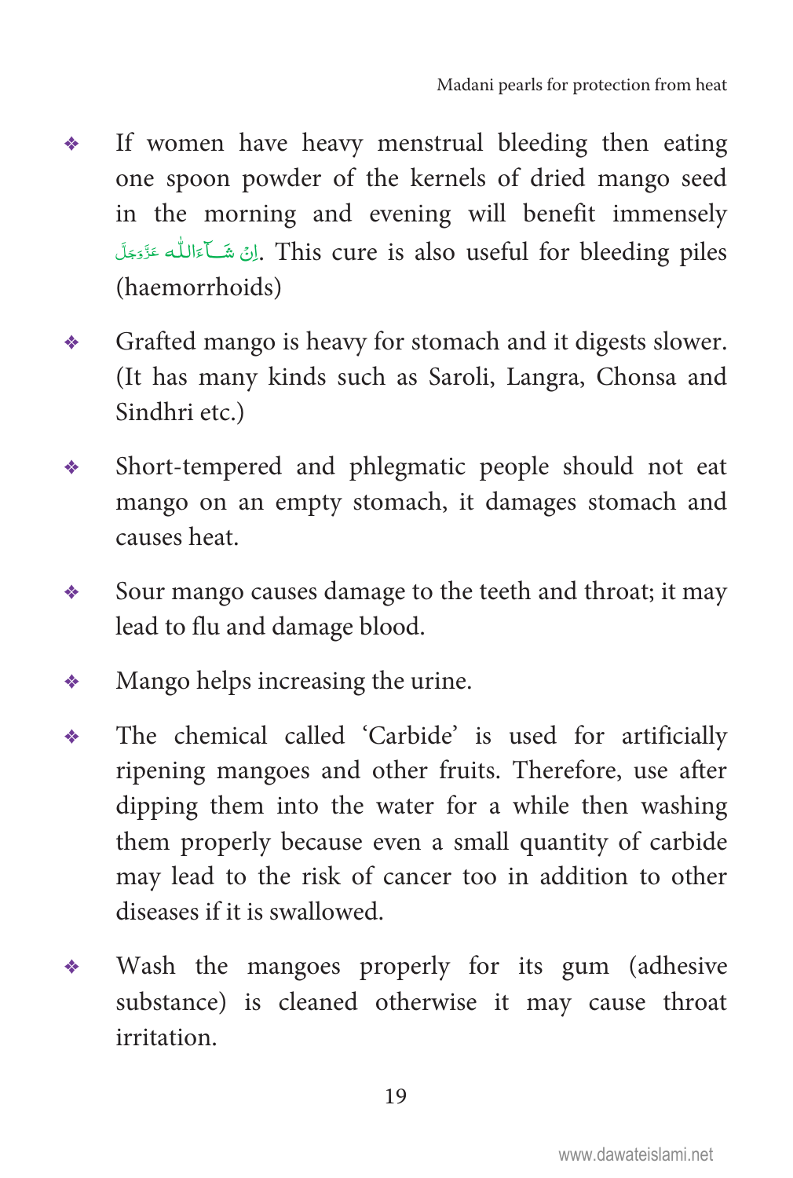- If women have heavy menstrual bleeding then eating one spoon powder of the kernels of dried mango seed in the morning and evening will benefit immensely اِنْ شَآءَاللّٰہ عَزَّوَجَلَّ. This cure is also useful for bleeding piles (haemorrhoids)
- Grafted mango is heavy for stomach and it digests slower. (It has many kinds such as Saroli, Langra, Chonsa and Sindhri etc.)
- Short-tempered and phlegmatic people should not eat mango on an empty stomach, it damages stomach and causes heat.
- Sour mango causes damage to the teeth and throat; it may lead to flu and damage blood.
- Mango helps increasing the urine.
- The chemical called 'Carbide' is used for artificially ripening mangoes and other fruits. Therefore, use after dipping them into the water for a while then washing them properly because even a small quantity of carbide may lead to the risk of cancer too in addition to other diseases if it is swallowed.
- Wash the mangoes properly for its gum (adhesive substance) is cleaned otherwise it may cause throat irritation.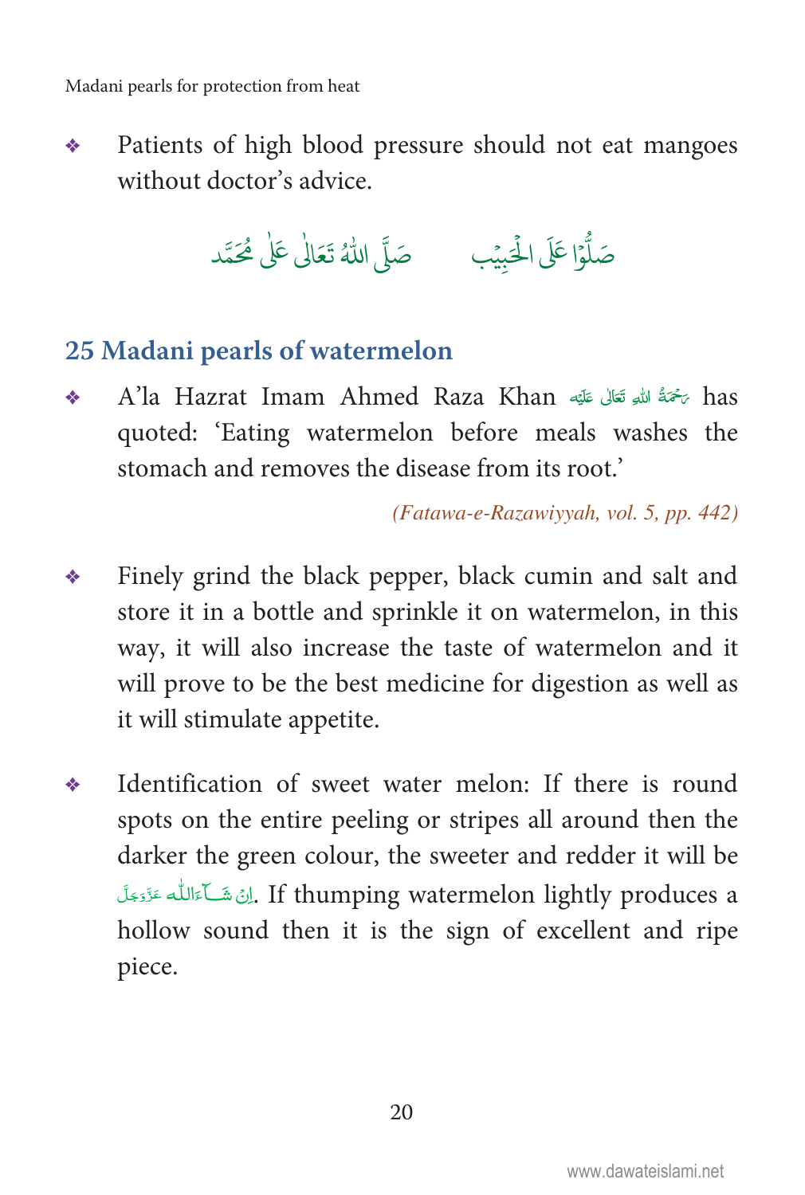- Patients of high blood pressure should not eat mangoes without doctor's advice.

صَلُّوْا عَلَی الْحَبِیْب     صَلَّی اللّٰہُ تَعَالٰی عَلٰی مُحَمَّد

## 25 Madani pearls of watermelon

- A'la Hazrat Imam Ahmed Raza Khan رَحْمَةُ اللهِ تَعَالٰی عَلَیْه has quoted: 'Eating watermelon before meals washes the stomach and removes the disease from its root.'

*(Fatawa-e-Razawiyyah, vol. 5, pp. 442)*

- Finely grind the black pepper, black cumin and salt and store it in a bottle and sprinkle it on watermelon, in this way, it will also increase the taste of watermelon and it will prove to be the best medicine for digestion as well as it will stimulate appetite.

- Identification of sweet water melon: If there is round spots on the entire peeling or stripes all around then the darker the green colour, the sweeter and redder it will be اِنْ شَآءَاللّٰہ عَزَّوَجَلَّ. If thumping watermelon lightly produces a hollow sound then it is the sign of excellent and ripe piece.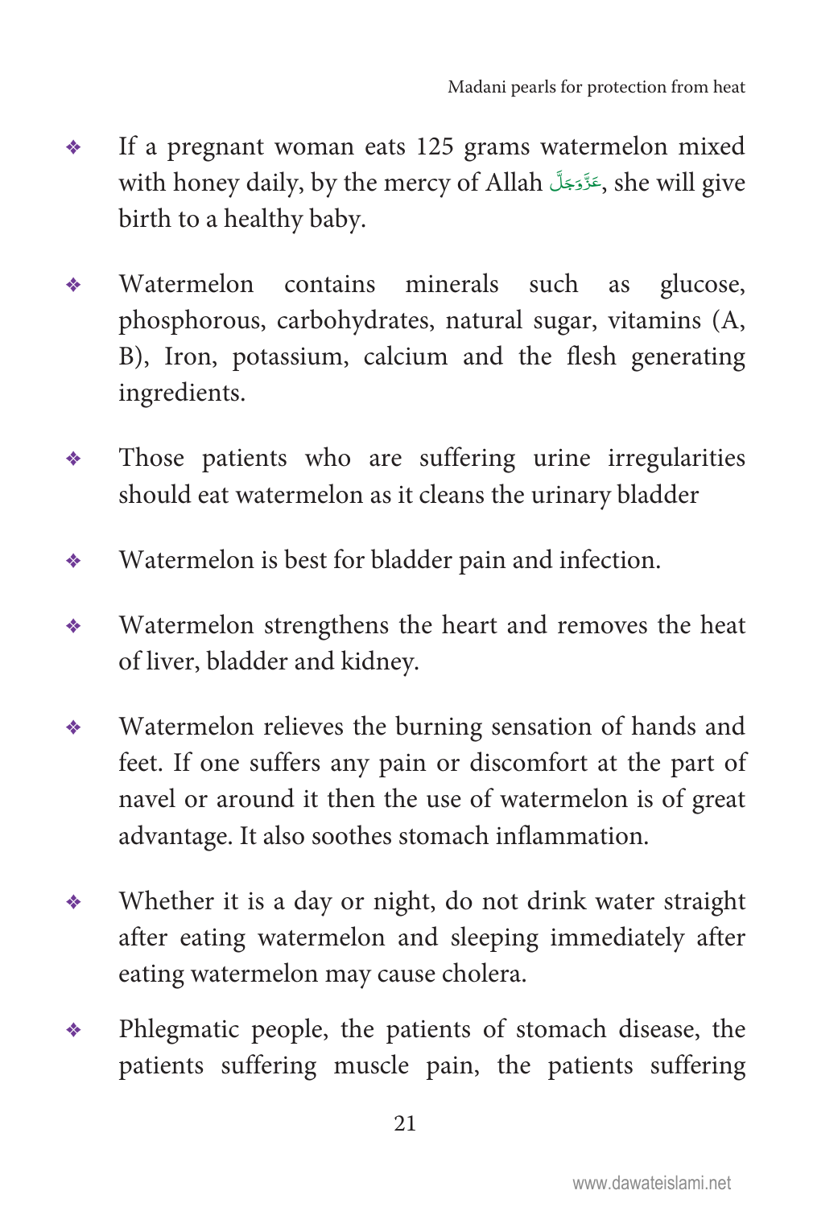- If a pregnant woman eats 125 grams watermelon mixed with honey daily, by the mercy of Allah عَزَّوَجَلَّ, she will give birth to a healthy baby.

- Watermelon contains minerals such as glucose, phosphorous, carbohydrates, natural sugar, vitamins (A, B), Iron, potassium, calcium and the flesh generating ingredients.

- Those patients who are suffering urine irregularities should eat watermelon as it cleans the urinary bladder

- Watermelon is best for bladder pain and infection.

- Watermelon strengthens the heart and removes the heat of liver, bladder and kidney.

- Watermelon relieves the burning sensation of hands and feet. If one suffers any pain or discomfort at the part of navel or around it then the use of watermelon is of great advantage. It also soothes stomach inflammation.

- Whether it is a day or night, do not drink water straight after eating watermelon and sleeping immediately after eating watermelon may cause cholera.

- Phlegmatic people, the patients of stomach disease, the patients suffering muscle pain, the patients suffering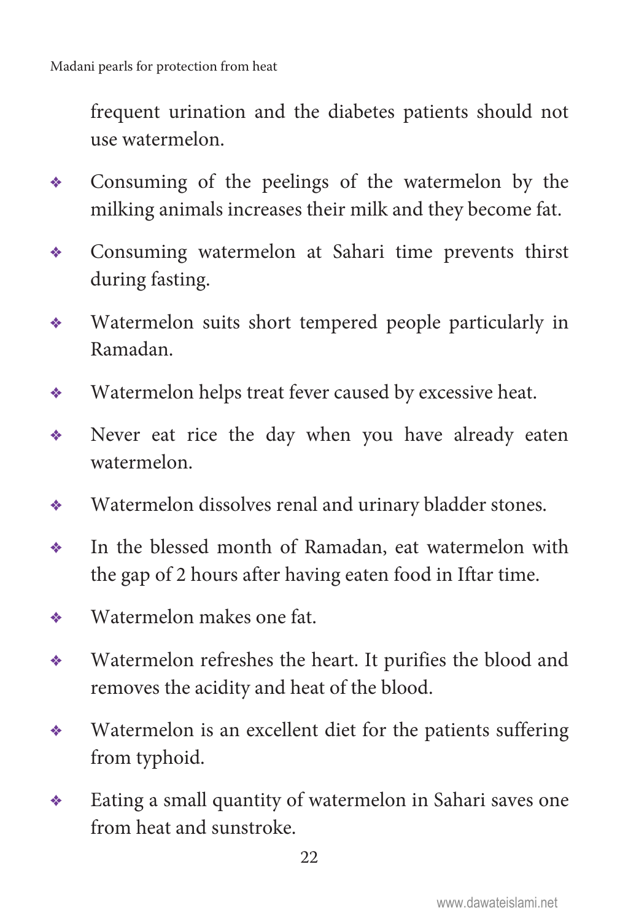frequent urination and the diabetes patients should not use watermelon.

- Consuming of the peelings of the watermelon by the milking animals increases their milk and they become fat.
- Consuming watermelon at Sahari time prevents thirst during fasting.
- Watermelon suits short tempered people particularly in Ramadan.
- Watermelon helps treat fever caused by excessive heat.
- Never eat rice the day when you have already eaten watermelon.
- Watermelon dissolves renal and urinary bladder stones.
- In the blessed month of Ramadan, eat watermelon with the gap of 2 hours after having eaten food in Iftar time.
- Watermelon makes one fat.
- Watermelon refreshes the heart. It purifies the blood and removes the acidity and heat of the blood.
- Watermelon is an excellent diet for the patients suffering from typhoid.
- Eating a small quantity of watermelon in Sahari saves one from heat and sunstroke.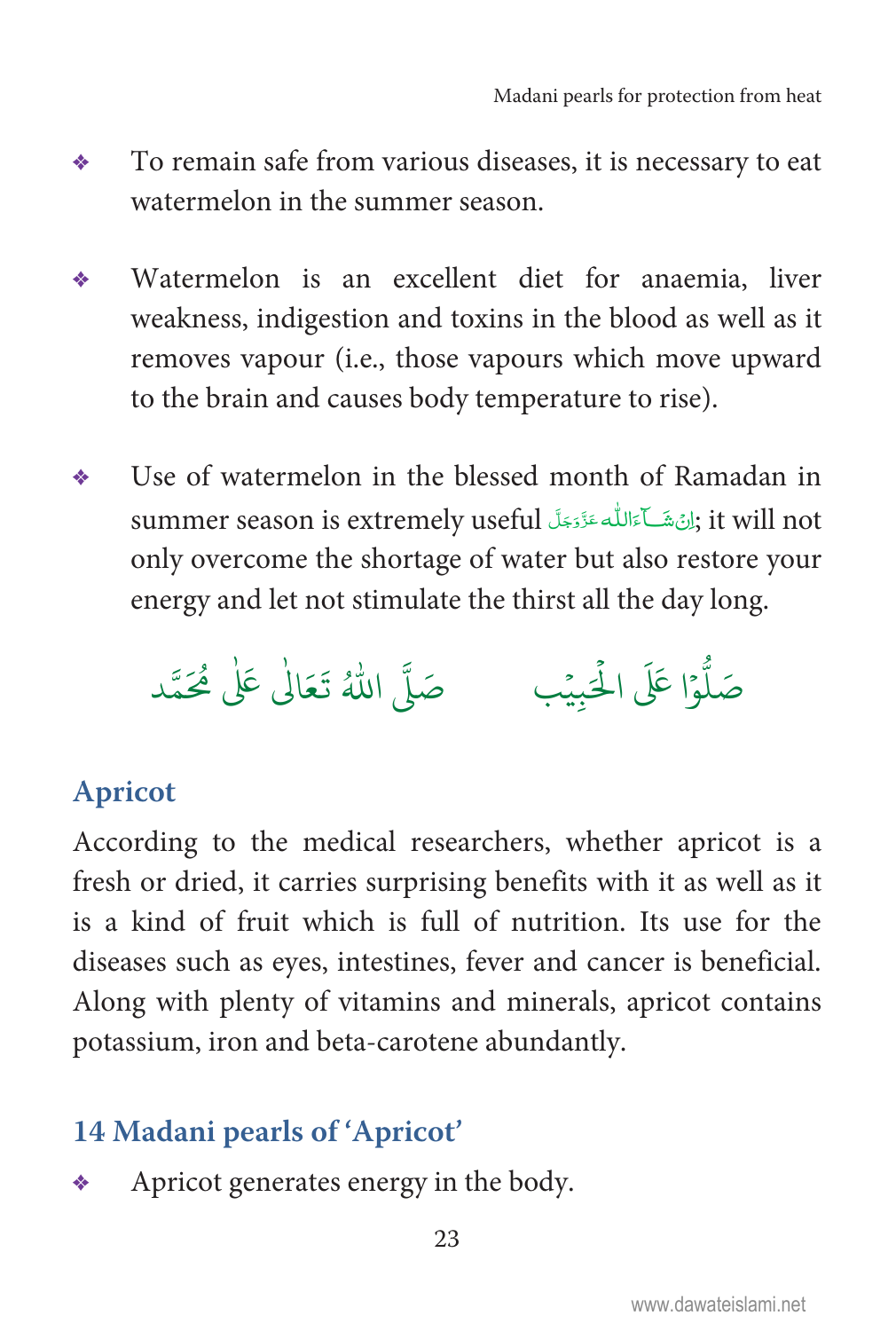- To remain safe from various diseases, it is necessary to eat watermelon in the summer season.

- Watermelon is an excellent diet for anaemia, liver weakness, indigestion and toxins in the blood as well as it removes vapour (i.e., those vapours which move upward to the brain and causes body temperature to rise).

- Use of watermelon in the blessed month of Ramadan in summer season is extremely useful اِنْ شَآءَاللّٰه عَزَّوَجَلَّ; it will not only overcome the shortage of water but also restore your energy and let not stimulate the thirst all the day long.

صَلُّوْا عَلَى الْحَبِيْب　　　صَلَّى اللّٰهُ تَعَالٰى عَلٰى مُحَمَّد

## Apricot

According to the medical researchers, whether apricot is a fresh or dried, it carries surprising benefits with it as well as it is a kind of fruit which is full of nutrition. Its use for the diseases such as eyes, intestines, fever and cancer is beneficial. Along with plenty of vitamins and minerals, apricot contains potassium, iron and beta-carotene abundantly.

## 14 Madani pearls of 'Apricot'

- Apricot generates energy in the body.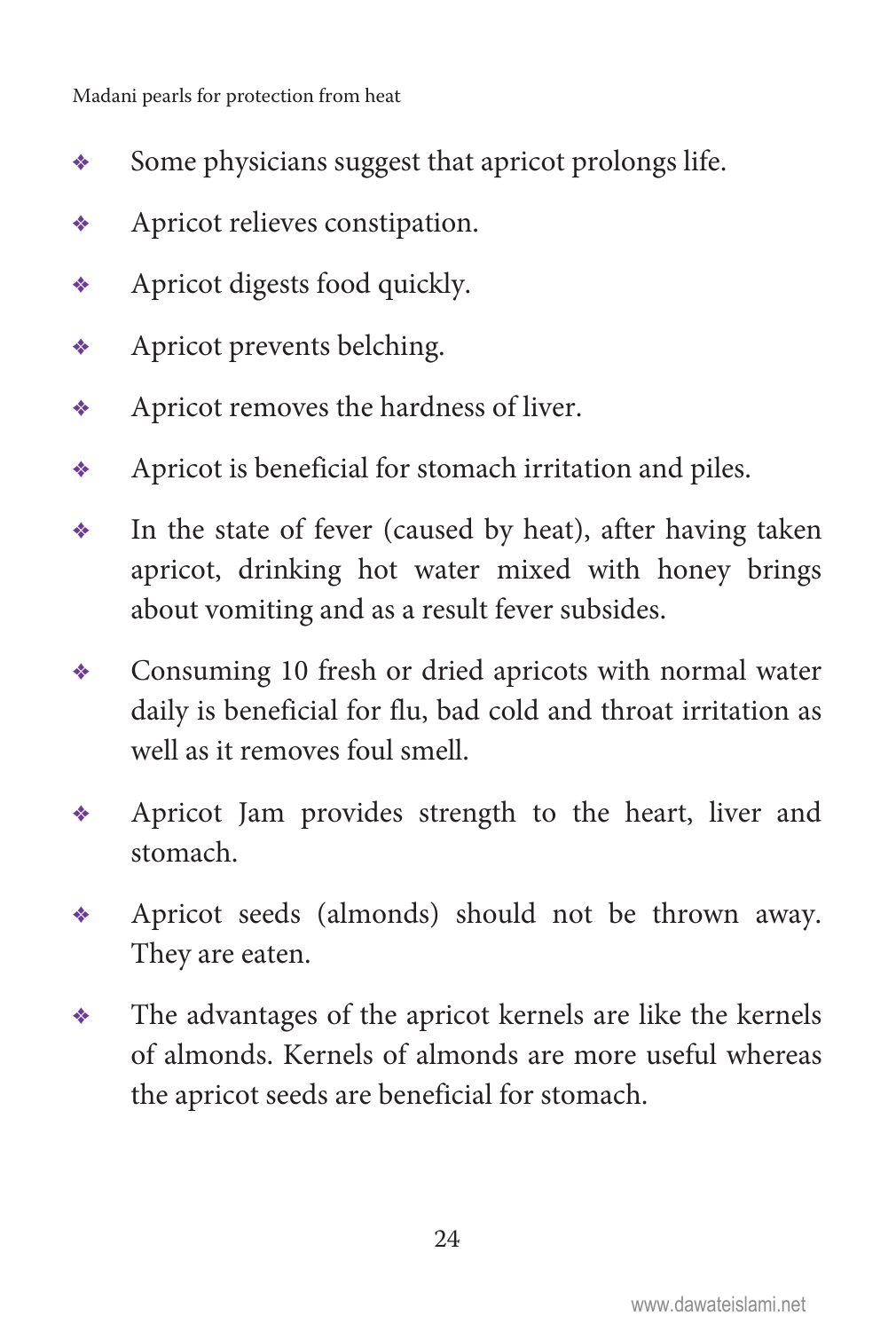- Some physicians suggest that apricot prolongs life.
- Apricot relieves constipation.
- Apricot digests food quickly.
- Apricot prevents belching.
- Apricot removes the hardness of liver.
- Apricot is beneficial for stomach irritation and piles.
- In the state of fever (caused by heat), after having taken apricot, drinking hot water mixed with honey brings about vomiting and as a result fever subsides.
- Consuming 10 fresh or dried apricots with normal water daily is beneficial for flu, bad cold and throat irritation as well as it removes foul smell.
- Apricot Jam provides strength to the heart, liver and stomach.
- Apricot seeds (almonds) should not be thrown away. They are eaten.
- The advantages of the apricot kernels are like the kernels of almonds. Kernels of almonds are more useful whereas the apricot seeds are beneficial for stomach.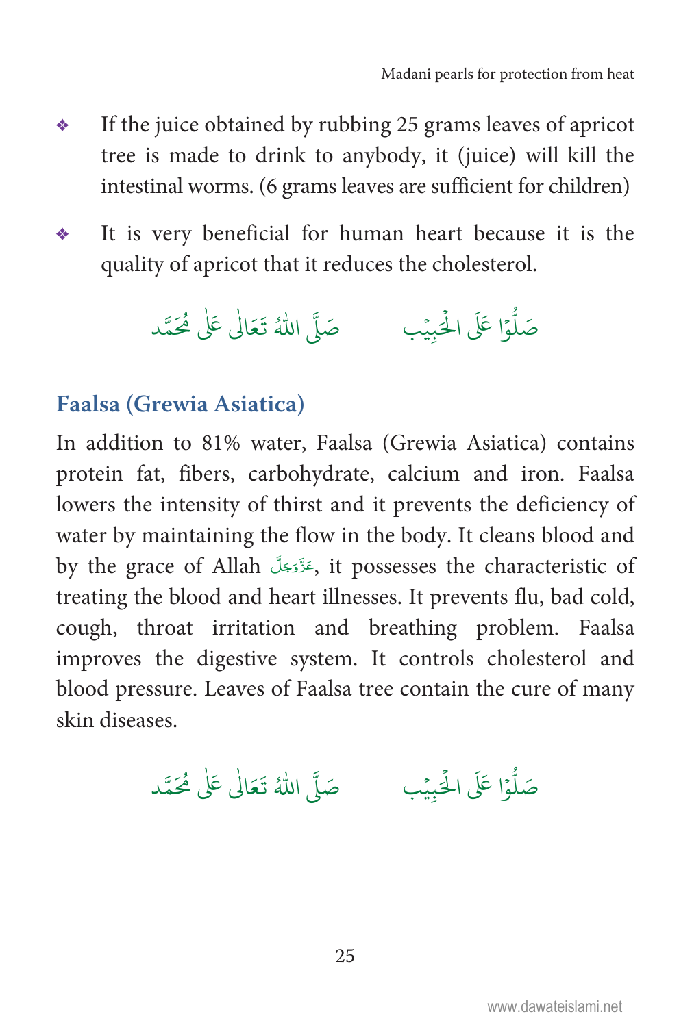- If the juice obtained by rubbing 25 grams leaves of apricot tree is made to drink to anybody, it (juice) will kill the intestinal worms. (6 grams leaves are sufficient for children)
- It is very beneficial for human heart because it is the quality of apricot that it reduces the cholesterol.

صَلُّوْا عَلَى الْحَبِيْب صَلَّى اللّٰهُ تَعَالٰى عَلٰى مُحَمَّد

## Faalsa (Grewia Asiatica)

In addition to 81% water, Faalsa (Grewia Asiatica) contains protein fat, fibers, carbohydrate, calcium and iron. Faalsa lowers the intensity of thirst and it prevents the deficiency of water by maintaining the flow in the body. It cleans blood and by the grace of Allah عَزَّوَجَلَّ, it possesses the characteristic of treating the blood and heart illnesses. It prevents flu, bad cold, cough, throat irritation and breathing problem. Faalsa improves the digestive system. It controls cholesterol and blood pressure. Leaves of Faalsa tree contain the cure of many skin diseases.

صَلُّوْا عَلَى الْحَبِيْب صَلَّى اللّٰهُ تَعَالٰى عَلٰى مُحَمَّد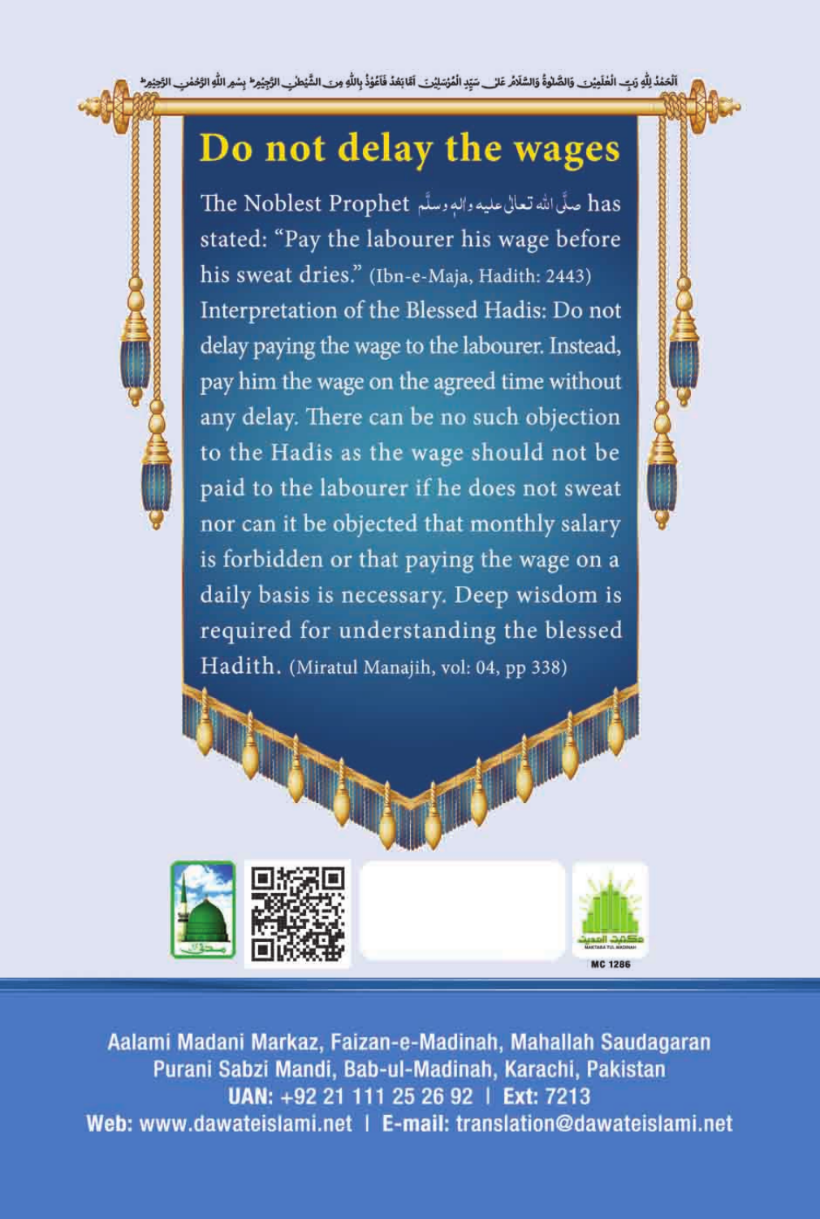اَلْحَمْدُ لِلّٰہِ رَبِّ الْعٰلَمِیْنَ وَالصَّلٰوۃُ وَالسَّلَامُ عَلٰی سَیِّدِ الْمُرْسَلِیْنَ اَمَّا بَعْدُ فَاَعُوْذُ بِاللّٰہِ مِنَ الشَّیْطٰنِ الرَّجِیْمِ بِسْمِ اللّٰہِ الرَّحْمٰنِ الرَّحِیْمِ

# Do not delay the wages

The Noblest Prophet صلّی اللہ تعالٰی علیہ والہٖ وسلّم has stated: "Pay the labourer his wage before his sweat dries." (Ibn-e-Maja, Hadith: 2443)

Interpretation of the Blessed Hadis: Do not delay paying the wage to the labourer. Instead, pay him the wage on the agreed time without any delay. There can be no such objection to the Hadis as the wage should not be paid to the labourer if he does not sweat nor can it be objected that monthly salary is forbidden or that paying the wage on a daily basis is necessary. Deep wisdom is required for understanding the blessed Hadith. (Miratul Manajih, vol: 04, pp 338)

MC 1286

Aalami Madani Markaz, Faizan-e-Madinah, Mahallah Saudagaran
Purani Sabzi Mandi, Bab-ul-Madinah, Karachi, Pakistan
**UAN:** +92 21 111 25 26 92 | **Ext:** 7213
**Web:** www.dawateislami.net | **E-mail:** translation@dawateislami.net